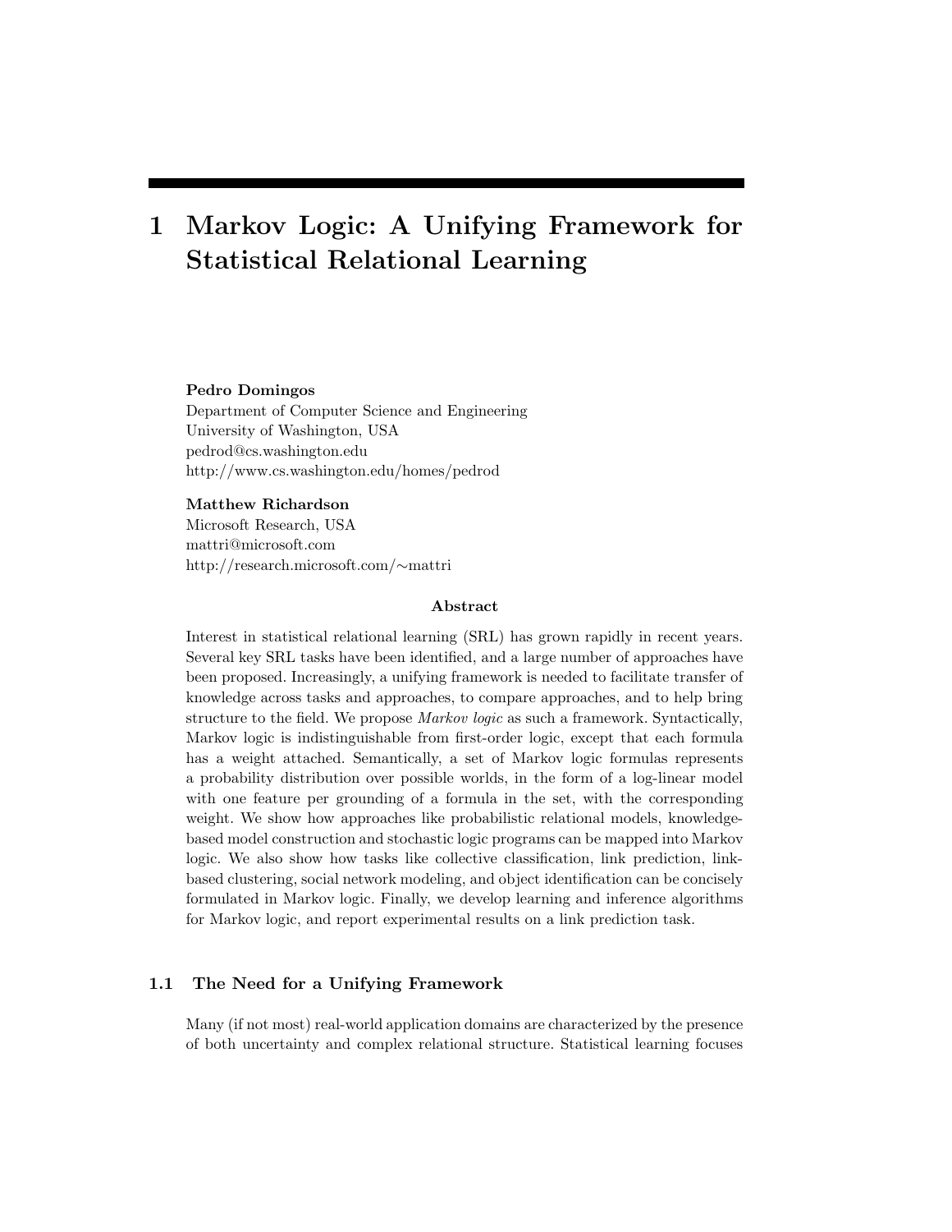# 1 Markov Logic: A Unifying Framework for Statistical Relational Learning

**Pedro Domingos**
Department of Computer Science and Engineering
University of Washington, USA
pedrod@cs.washington.edu
http://www.cs.washington.edu/homes/pedrod

**Matthew Richardson**
Microsoft Research, USA
mattri@microsoft.com
http://research.microsoft.com/∼mattri

**Abstract**

Interest in statistical relational learning (SRL) has grown rapidly in recent years. Several key SRL tasks have been identified, and a large number of approaches have been proposed. Increasingly, a unifying framework is needed to facilitate transfer of knowledge across tasks and approaches, to compare approaches, and to help bring structure to the field. We propose *Markov logic* as such a framework. Syntactically, Markov logic is indistinguishable from first-order logic, except that each formula has a weight attached. Semantically, a set of Markov logic formulas represents a probability distribution over possible worlds, in the form of a log-linear model with one feature per grounding of a formula in the set, with the corresponding weight. We show how approaches like probabilistic relational models, knowledge-based model construction and stochastic logic programs can be mapped into Markov logic. We also show how tasks like collective classification, link prediction, link-based clustering, social network modeling, and object identification can be concisely formulated in Markov logic. Finally, we develop learning and inference algorithms for Markov logic, and report experimental results on a link prediction task.

## 1.1 The Need for a Unifying Framework

Many (if not most) real-world application domains are characterized by the presence of both uncertainty and complex relational structure. Statistical learning focuses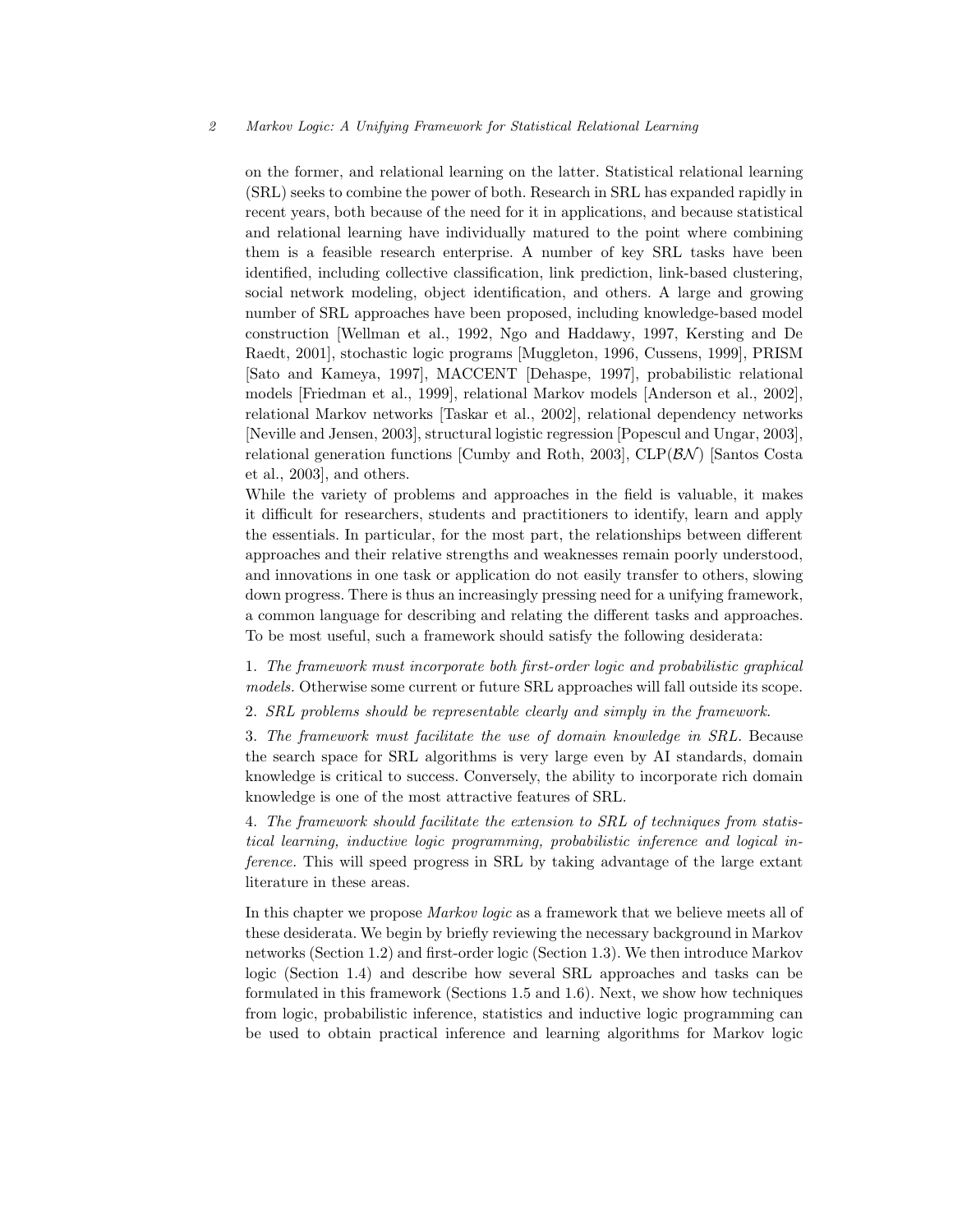on the former, and relational learning on the latter. Statistical relational learning (SRL) seeks to combine the power of both. Research in SRL has expanded rapidly in recent years, both because of the need for it in applications, and because statistical and relational learning have individually matured to the point where combining them is a feasible research enterprise. A number of key SRL tasks have been identified, including collective classification, link prediction, link-based clustering, social network modeling, object identification, and others. A large and growing number of SRL approaches have been proposed, including knowledge-based model construction [Wellman et al., 1992, Ngo and Haddawy, 1997, Kersting and De Raedt, 2001], stochastic logic programs [Muggleton, 1996, Cussens, 1999], PRISM [Sato and Kameya, 1997], MACCENT [Dehaspe, 1997], probabilistic relational models [Friedman et al., 1999], relational Markov models [Anderson et al., 2002], relational Markov networks [Taskar et al., 2002], relational dependency networks [Neville and Jensen, 2003], structural logistic regression [Popescul and Ungar, 2003], relational generation functions [Cumby and Roth, 2003], CLP($\mathcal{BN}$) [Santos Costa et al., 2003], and others.

While the variety of problems and approaches in the field is valuable, it makes it difficult for researchers, students and practitioners to identify, learn and apply the essentials. In particular, for the most part, the relationships between different approaches and their relative strengths and weaknesses remain poorly understood, and innovations in one task or application do not easily transfer to others, slowing down progress. There is thus an increasingly pressing need for a unifying framework, a common language for describing and relating the different tasks and approaches. To be most useful, such a framework should satisfy the following desiderata:

1. *The framework must incorporate both first-order logic and probabilistic graphical models.* Otherwise some current or future SRL approaches will fall outside its scope.

2. *SRL problems should be representable clearly and simply in the framework.*

3. *The framework must facilitate the use of domain knowledge in SRL.* Because the search space for SRL algorithms is very large even by AI standards, domain knowledge is critical to success. Conversely, the ability to incorporate rich domain knowledge is one of the most attractive features of SRL.

4. *The framework should facilitate the extension to SRL of techniques from statistical learning, inductive logic programming, probabilistic inference and logical inference.* This will speed progress in SRL by taking advantage of the large extant literature in these areas.

In this chapter we propose *Markov logic* as a framework that we believe meets all of these desiderata. We begin by briefly reviewing the necessary background in Markov networks (Section 1.2) and first-order logic (Section 1.3). We then introduce Markov logic (Section 1.4) and describe how several SRL approaches and tasks can be formulated in this framework (Sections 1.5 and 1.6). Next, we show how techniques from logic, probabilistic inference, statistics and inductive logic programming can be used to obtain practical inference and learning algorithms for Markov logic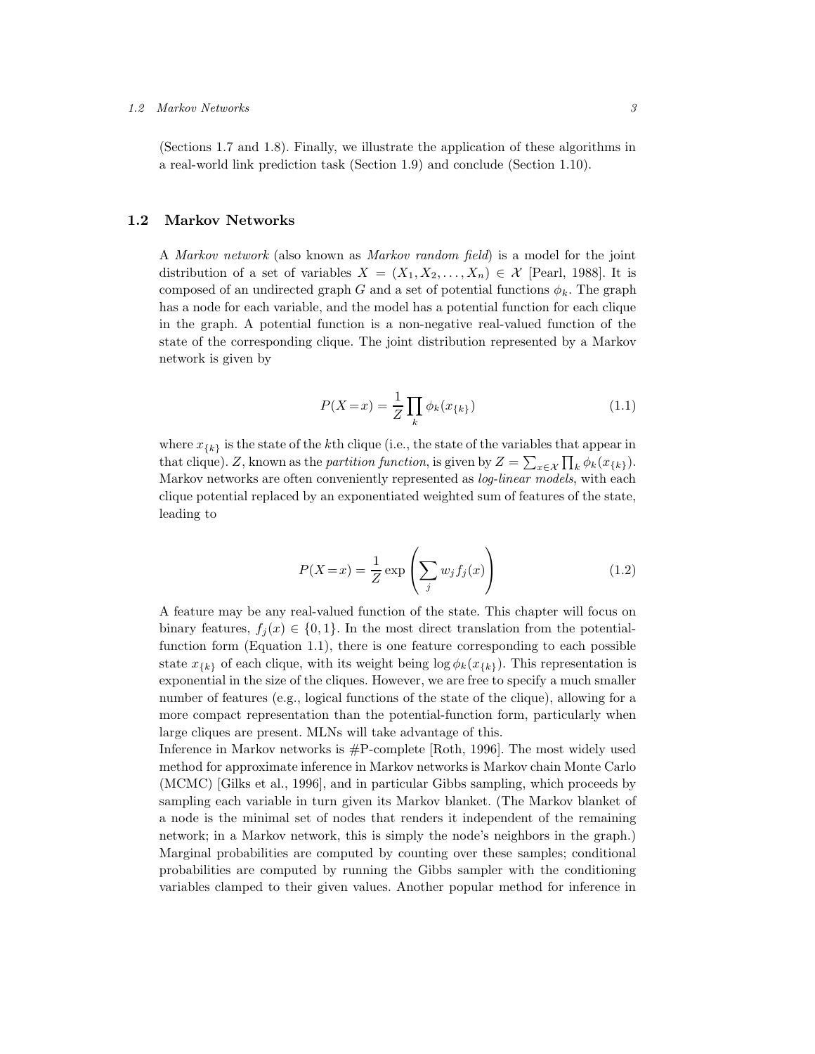(Sections 1.7 and 1.8). Finally, we illustrate the application of these algorithms in a real-world link prediction task (Section 1.9) and conclude (Section 1.10).

## 1.2 Markov Networks

A *Markov network* (also known as *Markov random field*) is a model for the joint distribution of a set of variables $X = (X_1, X_2, \ldots, X_n) \in \mathcal{X}$ [Pearl, 1988]. It is composed of an undirected graph $G$ and a set of potential functions $\phi_k$. The graph has a node for each variable, and the model has a potential function for each clique in the graph. A potential function is a non-negative real-valued function of the state of the corresponding clique. The joint distribution represented by a Markov network is given by

$$P(X=x) = \frac{1}{Z} \prod_k \phi_k(x_{\{k\}}) \tag{1.1}$$

where $x_{\{k\}}$ is the state of the $k$th clique (i.e., the state of the variables that appear in that clique). $Z$, known as the *partition function*, is given by $Z = \sum_{x \in \mathcal{X}} \prod_k \phi_k(x_{\{k\}})$. Markov networks are often conveniently represented as *log-linear models*, with each clique potential replaced by an exponentiated weighted sum of features of the state, leading to

$$P(X=x) = \frac{1}{Z} \exp\left( \sum_j w_j f_j(x) \right) \tag{1.2}$$

A feature may be any real-valued function of the state. This chapter will focus on binary features, $f_j(x) \in \{0, 1\}$. In the most direct translation from the potential-function form (Equation 1.1), there is one feature corresponding to each possible state $x_{\{k\}}$ of each clique, with its weight being $\log \phi_k(x_{\{k\}})$. This representation is exponential in the size of the cliques. However, we are free to specify a much smaller number of features (e.g., logical functions of the state of the clique), allowing for a more compact representation than the potential-function form, particularly when large cliques are present. MLNs will take advantage of this.

Inference in Markov networks is #P-complete [Roth, 1996]. The most widely used method for approximate inference in Markov networks is Markov chain Monte Carlo (MCMC) [Gilks et al., 1996], and in particular Gibbs sampling, which proceeds by sampling each variable in turn given its Markov blanket. (The Markov blanket of a node is the minimal set of nodes that renders it independent of the remaining network; in a Markov network, this is simply the node's neighbors in the graph.) Marginal probabilities are computed by counting over these samples; conditional probabilities are computed by running the Gibbs sampler with the conditioning variables clamped to their given values. Another popular method for inference in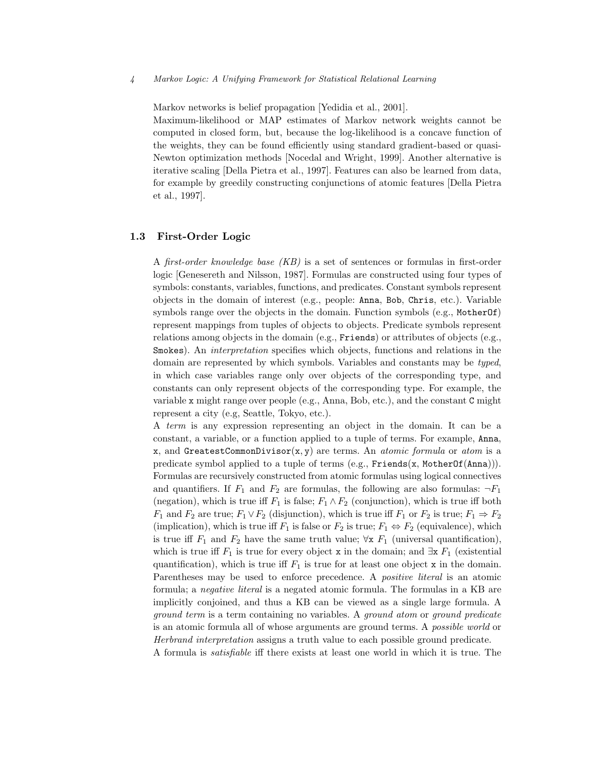Markov networks is belief propagation [Yedidia et al., 2001].

Maximum-likelihood or MAP estimates of Markov network weights cannot be computed in closed form, but, because the log-likelihood is a concave function of the weights, they can be found efficiently using standard gradient-based or quasi-Newton optimization methods [Nocedal and Wright, 1999]. Another alternative is iterative scaling [Della Pietra et al., 1997]. Features can also be learned from data, for example by greedily constructing conjunctions of atomic features [Della Pietra et al., 1997].

## 1.3 First-Order Logic

A *first-order knowledge base (KB)* is a set of sentences or formulas in first-order logic [Genesereth and Nilsson, 1987]. Formulas are constructed using four types of symbols: constants, variables, functions, and predicates. Constant symbols represent objects in the domain of interest (e.g., people: `Anna`, `Bob`, `Chris`, etc.). Variable symbols range over the objects in the domain. Function symbols (e.g., `MotherOf`) represent mappings from tuples of objects to objects. Predicate symbols represent relations among objects in the domain (e.g., `Friends`) or attributes of objects (e.g., `Smokes`). An *interpretation* specifies which objects, functions and relations in the domain are represented by which symbols. Variables and constants may be *typed*, in which case variables range only over objects of the corresponding type, and constants can only represent objects of the corresponding type. For example, the variable `x` might range over people (e.g., Anna, Bob, etc.), and the constant `C` might represent a city (e.g, Seattle, Tokyo, etc.).

A *term* is any expression representing an object in the domain. It can be a constant, a variable, or a function applied to a tuple of terms. For example, `Anna`, `x`, and `GreatestCommonDivisor(x, y)` are terms. An *atomic formula* or *atom* is a predicate symbol applied to a tuple of terms (e.g., `Friends(x, MotherOf(Anna))`). Formulas are recursively constructed from atomic formulas using logical connectives and quantifiers. If $F_1$ and $F_2$ are formulas, the following are also formulas: $\neg F_1$ (negation), which is true iff $F_1$ is false; $F_1 \wedge F_2$ (conjunction), which is true iff both $F_1$ and $F_2$ are true; $F_1 \vee F_2$ (disjunction), which is true iff $F_1$ or $F_2$ is true; $F_1 \Rightarrow F_2$ (implication), which is true iff $F_1$ is false or $F_2$ is true; $F_1 \Leftrightarrow F_2$ (equivalence), which is true iff $F_1$ and $F_2$ have the same truth value; $\forall \mathtt{x}\ F_1$ (universal quantification), which is true iff $F_1$ is true for every object `x` in the domain; and $\exists \mathtt{x}\ F_1$ (existential quantification), which is true iff $F_1$ is true for at least one object `x` in the domain. Parentheses may be used to enforce precedence. A *positive literal* is an atomic formula; a *negative literal* is a negated atomic formula. The formulas in a KB are implicitly conjoined, and thus a KB can be viewed as a single large formula. A *ground term* is a term containing no variables. A *ground atom* or *ground predicate* is an atomic formula all of whose arguments are ground terms. A *possible world* or *Herbrand interpretation* assigns a truth value to each possible ground predicate.

A formula is *satisfiable* iff there exists at least one world in which it is true. The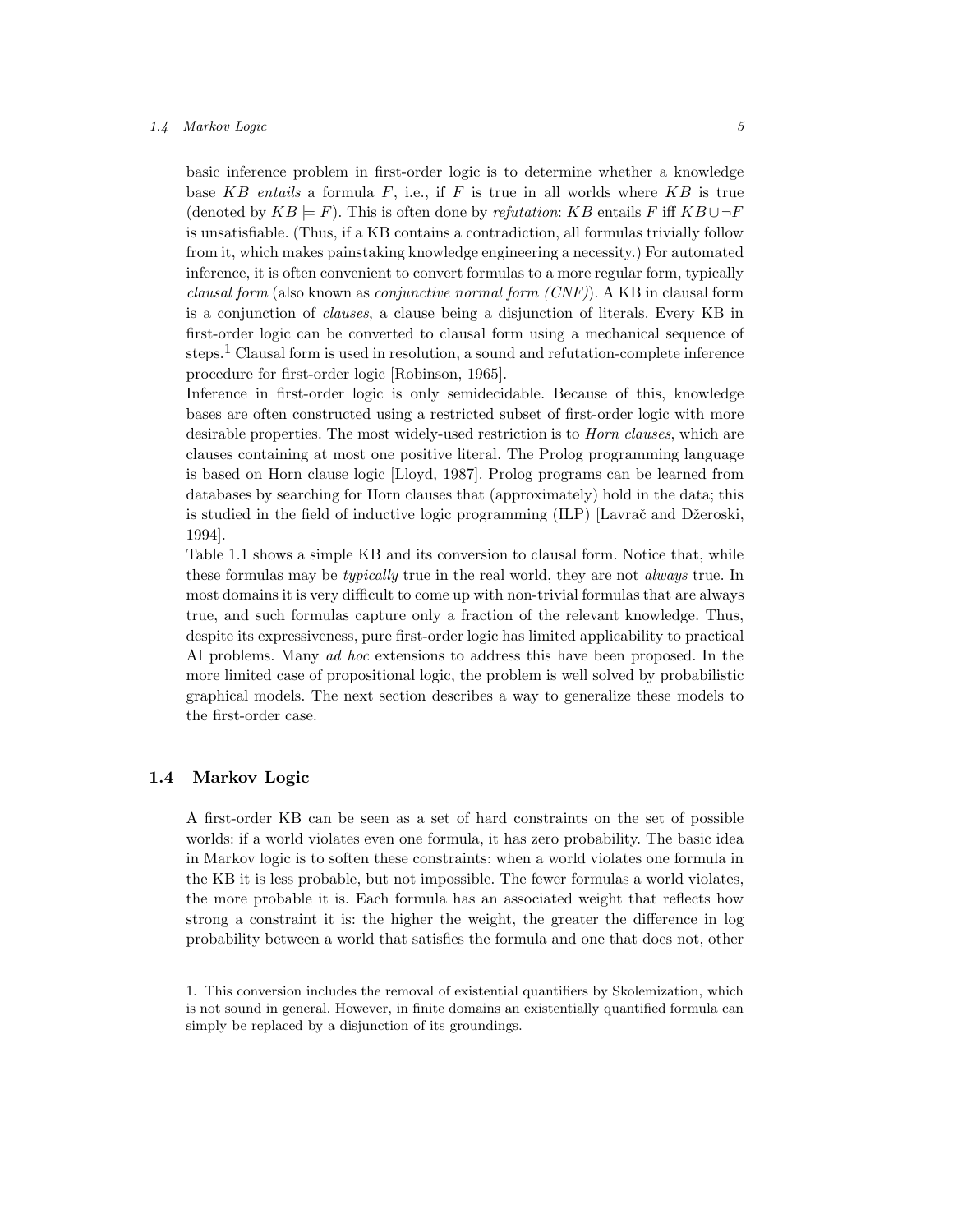basic inference problem in first-order logic is to determine whether a knowledge base $KB$ *entails* a formula $F$, i.e., if $F$ is true in all worlds where $KB$ is true (denoted by $KB \models F$). This is often done by *refutation*: $KB$ entails $F$ iff $KB \cup \neg F$ is unsatisfiable. (Thus, if a KB contains a contradiction, all formulas trivially follow from it, which makes painstaking knowledge engineering a necessity.) For automated inference, it is often convenient to convert formulas to a more regular form, typically *clausal form* (also known as *conjunctive normal form (CNF)*). A KB in clausal form is a conjunction of *clauses*, a clause being a disjunction of literals. Every KB in first-order logic can be converted to clausal form using a mechanical sequence of steps.[1] Clausal form is used in resolution, a sound and refutation-complete inference procedure for first-order logic [Robinson, 1965].

Inference in first-order logic is only semidecidable. Because of this, knowledge bases are often constructed using a restricted subset of first-order logic with more desirable properties. The most widely-used restriction is to *Horn clauses*, which are clauses containing at most one positive literal. The Prolog programming language is based on Horn clause logic [Lloyd, 1987]. Prolog programs can be learned from databases by searching for Horn clauses that (approximately) hold in the data; this is studied in the field of inductive logic programming (ILP) [Lavrač and Džeroski, 1994].

Table 1.1 shows a simple KB and its conversion to clausal form. Notice that, while these formulas may be *typically* true in the real world, they are not *always* true. In most domains it is very difficult to come up with non-trivial formulas that are always true, and such formulas capture only a fraction of the relevant knowledge. Thus, despite its expressiveness, pure first-order logic has limited applicability to practical AI problems. Many *ad hoc* extensions to address this have been proposed. In the more limited case of propositional logic, the problem is well solved by probabilistic graphical models. The next section describes a way to generalize these models to the first-order case.

## 1.4 Markov Logic

A first-order KB can be seen as a set of hard constraints on the set of possible worlds: if a world violates even one formula, it has zero probability. The basic idea in Markov logic is to soften these constraints: when a world violates one formula in the KB it is less probable, but not impossible. The fewer formulas a world violates, the more probable it is. Each formula has an associated weight that reflects how strong a constraint it is: the higher the weight, the greater the difference in log probability between a world that satisfies the formula and one that does not, other

1. This conversion includes the removal of existential quantifiers by Skolemization, which is not sound in general. However, in finite domains an existentially quantified formula can simply be replaced by a disjunction of its groundings.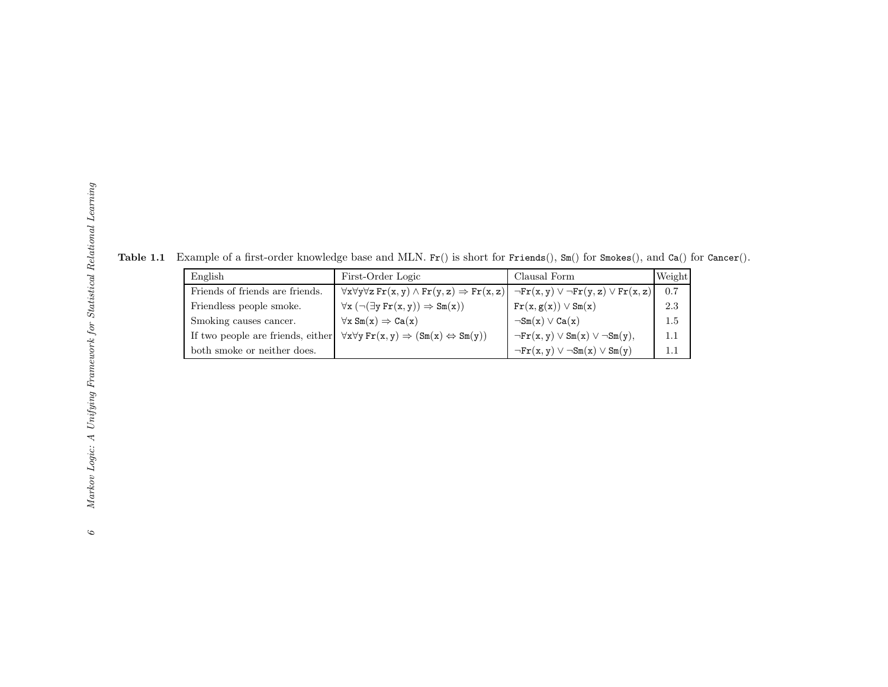**Table 1.1** Example of a first-order knowledge base and MLN. Fr() is short for Friends(), Sm() for Smokes(), and Ca() for Cancer().

| English | First-Order Logic | Clausal Form | Weight |
|---|---|---|---|
| Friends of friends are friends. | $\forall x \forall y \forall z\, \mathtt{Fr}(x,y) \wedge \mathtt{Fr}(y,z) \Rightarrow \mathtt{Fr}(x,z)$ | $\neg\mathtt{Fr}(x,y) \vee \neg\mathtt{Fr}(y,z) \vee \mathtt{Fr}(x,z)$ | 0.7 |
| Friendless people smoke. | $\forall x\, (\neg(\exists y\, \mathtt{Fr}(x,y)) \Rightarrow \mathtt{Sm}(x))$ | $\mathtt{Fr}(x, g(x)) \vee \mathtt{Sm}(x)$ | 2.3 |
| Smoking causes cancer. | $\forall x\, \mathtt{Sm}(x) \Rightarrow \mathtt{Ca}(x)$ | $\neg\mathtt{Sm}(x) \vee \mathtt{Ca}(x)$ | 1.5 |
| If two people are friends, either | $\forall x \forall y\, \mathtt{Fr}(x,y) \Rightarrow (\mathtt{Sm}(x) \Leftrightarrow \mathtt{Sm}(y))$ | $\neg\mathtt{Fr}(x,y) \vee \mathtt{Sm}(x) \vee \neg\mathtt{Sm}(y)$, | 1.1 |
| both smoke or neither does. | | $\neg\mathtt{Fr}(x,y) \vee \neg\mathtt{Sm}(x) \vee \mathtt{Sm}(y)$ | 1.1 |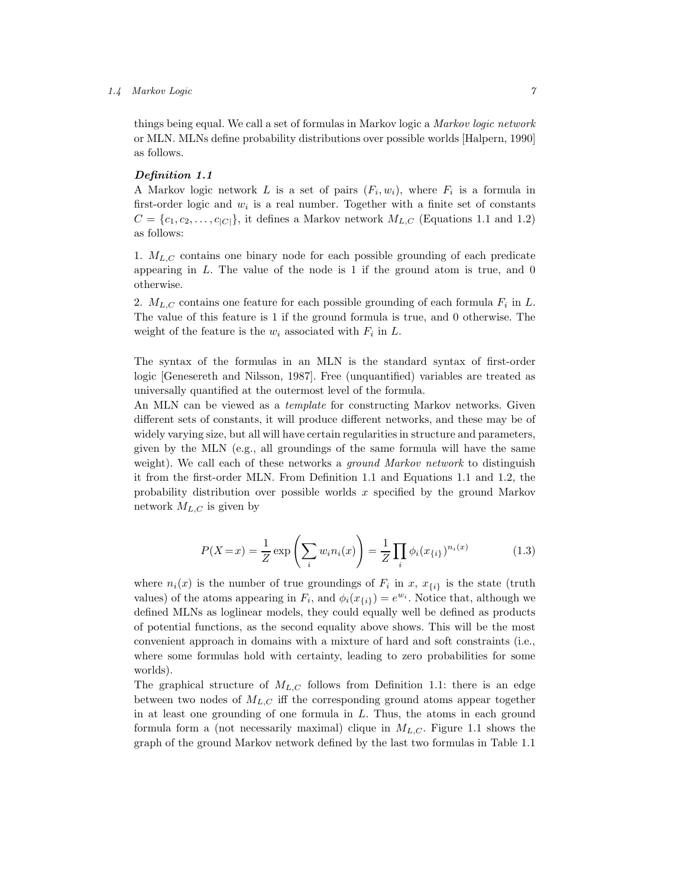things being equal. We call a set of formulas in Markov logic a *Markov logic network* or MLN. MLNs define probability distributions over possible worlds [Halpern, 1990] as follows.

***Definition 1.1***

A Markov logic network $L$ is a set of pairs $(F_i, w_i)$, where $F_i$ is a formula in first-order logic and $w_i$ is a real number. Together with a finite set of constants $C = \{c_1, c_2, \ldots, c_{|C|}\}$, it defines a Markov network $M_{L,C}$ (Equations 1.1 and 1.2) as follows:

1. $M_{L,C}$ contains one binary node for each possible grounding of each predicate appearing in $L$. The value of the node is 1 if the ground atom is true, and 0 otherwise.

2. $M_{L,C}$ contains one feature for each possible grounding of each formula $F_i$ in $L$. The value of this feature is 1 if the ground formula is true, and 0 otherwise. The weight of the feature is the $w_i$ associated with $F_i$ in $L$.

The syntax of the formulas in an MLN is the standard syntax of first-order logic [Genesereth and Nilsson, 1987]. Free (unquantified) variables are treated as universally quantified at the outermost level of the formula.

An MLN can be viewed as a *template* for constructing Markov networks. Given different sets of constants, it will produce different networks, and these may be of widely varying size, but all will have certain regularities in structure and parameters, given by the MLN (e.g., all groundings of the same formula will have the same weight). We call each of these networks a *ground Markov network* to distinguish it from the first-order MLN. From Definition 1.1 and Equations 1.1 and 1.2, the probability distribution over possible worlds $x$ specified by the ground Markov network $M_{L,C}$ is given by

$$P(X=x) = \frac{1}{Z} \exp\left(\sum_i w_i n_i(x)\right) = \frac{1}{Z} \prod_i \phi_i(x_{\{i\}})^{n_i(x)} \tag{1.3}$$

where $n_i(x)$ is the number of true groundings of $F_i$ in $x$, $x_{\{i\}}$ is the state (truth values) of the atoms appearing in $F_i$, and $\phi_i(x_{\{i\}}) = e^{w_i}$. Notice that, although we defined MLNs as loglinear models, they could equally well be defined as products of potential functions, as the second equality above shows. This will be the most convenient approach in domains with a mixture of hard and soft constraints (i.e., where some formulas hold with certainty, leading to zero probabilities for some worlds).

The graphical structure of $M_{L,C}$ follows from Definition 1.1: there is an edge between two nodes of $M_{L,C}$ iff the corresponding ground atoms appear together in at least one grounding of one formula in $L$. Thus, the atoms in each ground formula form a (not necessarily maximal) clique in $M_{L,C}$. Figure 1.1 shows the graph of the ground Markov network defined by the last two formulas in Table 1.1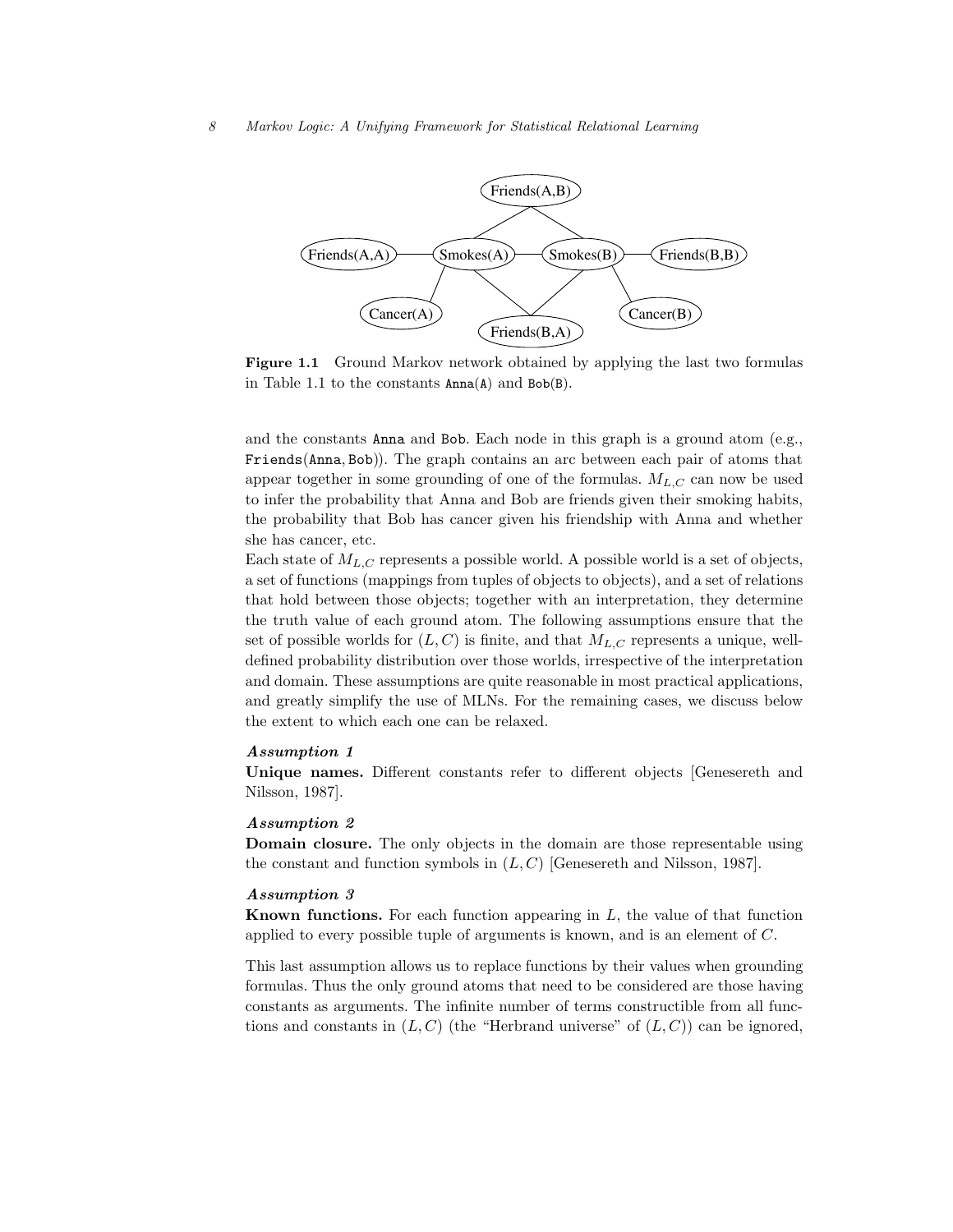Figure 1.1 Ground Markov network obtained by applying the last two formulas in Table 1.1 to the constants Anna(A) and Bob(B).

and the constants Anna and Bob. Each node in this graph is a ground atom (e.g., Friends(Anna, Bob)). The graph contains an arc between each pair of atoms that appear together in some grounding of one of the formulas. $M_{L,C}$ can now be used to infer the probability that Anna and Bob are friends given their smoking habits, the probability that Bob has cancer given his friendship with Anna and whether she has cancer, etc.

Each state of $M_{L,C}$ represents a possible world. A possible world is a set of objects, a set of functions (mappings from tuples of objects to objects), and a set of relations that hold between those objects; together with an interpretation, they determine the truth value of each ground atom. The following assumptions ensure that the set of possible worlds for $(L, C)$ is finite, and that $M_{L,C}$ represents a unique, well-defined probability distribution over those worlds, irrespective of the interpretation and domain. These assumptions are quite reasonable in most practical applications, and greatly simplify the use of MLNs. For the remaining cases, we discuss below the extent to which each one can be relaxed.

***Assumption 1***

**Unique names.** Different constants refer to different objects [Genesereth and Nilsson, 1987].

***Assumption 2***

**Domain closure.** The only objects in the domain are those representable using the constant and function symbols in $(L, C)$ [Genesereth and Nilsson, 1987].

***Assumption 3***

**Known functions.** For each function appearing in $L$, the value of that function applied to every possible tuple of arguments is known, and is an element of $C$.

This last assumption allows us to replace functions by their values when grounding formulas. Thus the only ground atoms that need to be considered are those having constants as arguments. The infinite number of terms constructible from all functions and constants in $(L, C)$ (the "Herbrand universe" of $(L, C)$) can be ignored,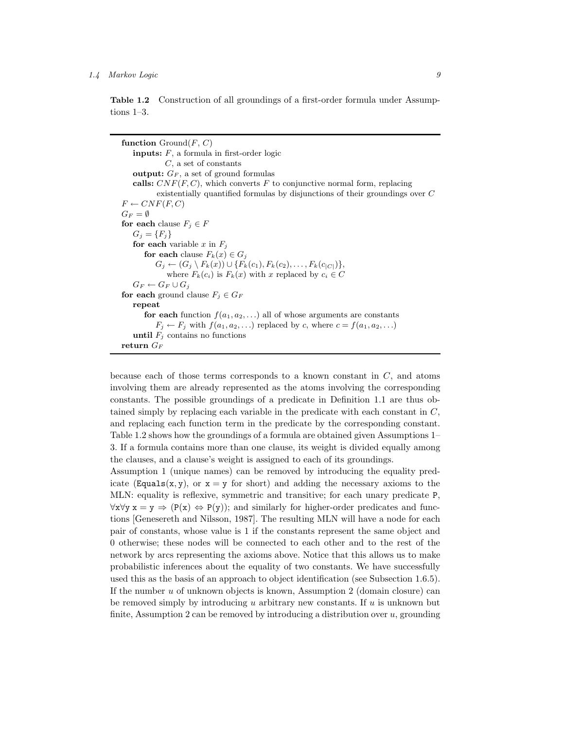**Table 1.2** Construction of all groundings of a first-order formula under Assumptions 1–3.

```
function Ground(F, C)
    inputs: F, a formula in first-order logic
            C, a set of constants
    output: G_F, a set of ground formulas
    calls: CNF(F, C), which converts F to conjunctive normal form, replacing
           existentially quantified formulas by disjunctions of their groundings over C
F ← CNF(F, C)
G_F = ∅
for each clause F_j ∈ F
    G_j = {F_j}
    for each variable x in F_j
        for each clause F_k(x) ∈ G_j
            G_j ← (G_j \ F_k(x)) ∪ {F_k(c_1), F_k(c_2), ..., F_k(c_|C|)},
                where F_k(c_i) is F_k(x) with x replaced by c_i ∈ C
    G_F ← G_F ∪ G_j
for each ground clause F_j ∈ G_F
    repeat
        for each function f(a_1, a_2, ...) all of whose arguments are constants
            F_j ← F_j with f(a_1, a_2, ...) replaced by c, where c = f(a_1, a_2, ...)
    until F_j contains no functions
return G_F
```

because each of those terms corresponds to a known constant in $C$, and atoms involving them are already represented as the atoms involving the corresponding constants. The possible groundings of a predicate in Definition 1.1 are thus obtained simply by replacing each variable in the predicate with each constant in $C$, and replacing each function term in the predicate by the corresponding constant. Table 1.2 shows how the groundings of a formula are obtained given Assumptions 1–3. If a formula contains more than one clause, its weight is divided equally among the clauses, and a clause's weight is assigned to each of its groundings.

Assumption 1 (unique names) can be removed by introducing the equality predicate ($\texttt{Equals(x, y)}$, or $\texttt{x} = \texttt{y}$ for short) and adding the necessary axioms to the MLN: equality is reflexive, symmetric and transitive; for each unary predicate $\texttt{P}$, $\forall \texttt{x} \forall \texttt{y}\ \texttt{x} = \texttt{y} \Rightarrow (\texttt{P(x)} \Leftrightarrow \texttt{P(y)})$; and similarly for higher-order predicates and functions [Genesereth and Nilsson, 1987]. The resulting MLN will have a node for each pair of constants, whose value is 1 if the constants represent the same object and 0 otherwise; these nodes will be connected to each other and to the rest of the network by arcs representing the axioms above. Notice that this allows us to make probabilistic inferences about the equality of two constants. We have successfully used this as the basis of an approach to object identification (see Subsection 1.6.5).

If the number $u$ of unknown objects is known, Assumption 2 (domain closure) can be removed simply by introducing $u$ arbitrary new constants. If $u$ is unknown but finite, Assumption 2 can be removed by introducing a distribution over $u$, grounding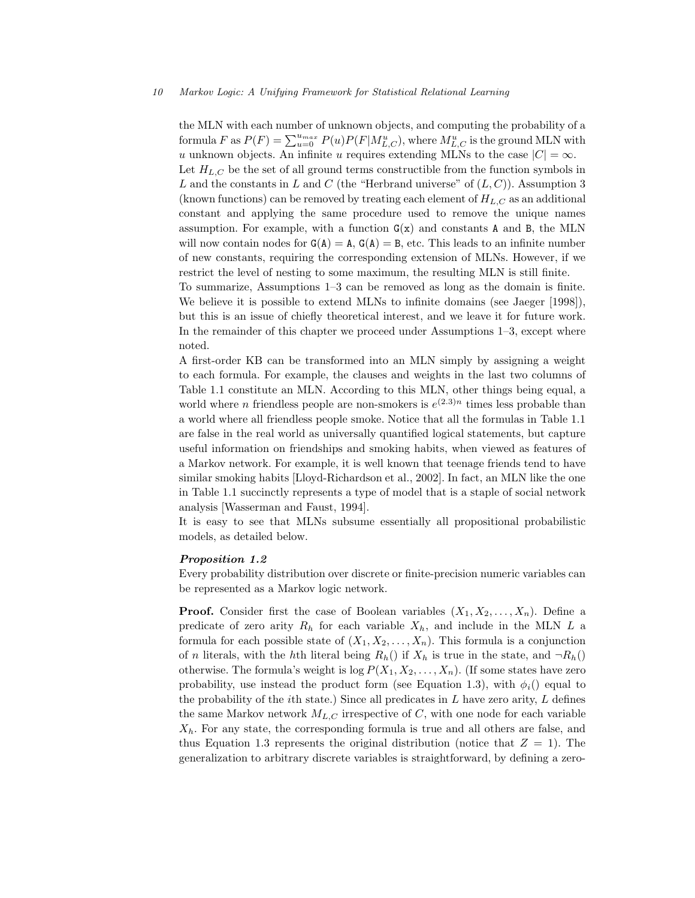the MLN with each number of unknown objects, and computing the probability of a formula $F$ as $P(F) = \sum_{u=0}^{u_{max}} P(u)P(F|M^u_{L,C})$, where $M^u_{L,C}$ is the ground MLN with $u$ unknown objects. An infinite $u$ requires extending MLNs to the case $|C| = \infty$.

Let $H_{L,C}$ be the set of all ground terms constructible from the function symbols in $L$ and the constants in $L$ and $C$ (the "Herbrand universe" of $(L, C)$). Assumption 3 (known functions) can be removed by treating each element of $H_{L,C}$ as an additional constant and applying the same procedure used to remove the unique names assumption. For example, with a function `G(x)` and constants `A` and `B`, the MLN will now contain nodes for `G(A) = A`, `G(A) = B`, etc. This leads to an infinite number of new constants, requiring the corresponding extension of MLNs. However, if we restrict the level of nesting to some maximum, the resulting MLN is still finite.

To summarize, Assumptions 1–3 can be removed as long as the domain is finite. We believe it is possible to extend MLNs to infinite domains (see Jaeger [1998]), but this is an issue of chiefly theoretical interest, and we leave it for future work. In the remainder of this chapter we proceed under Assumptions 1–3, except where noted.

A first-order KB can be transformed into an MLN simply by assigning a weight to each formula. For example, the clauses and weights in the last two columns of Table 1.1 constitute an MLN. According to this MLN, other things being equal, a world where $n$ friendless people are non-smokers is $e^{(2.3)n}$ times less probable than a world where all friendless people smoke. Notice that all the formulas in Table 1.1 are false in the real world as universally quantified logical statements, but capture useful information on friendships and smoking habits, when viewed as features of a Markov network. For example, it is well known that teenage friends tend to have similar smoking habits [Lloyd-Richardson et al., 2002]. In fact, an MLN like the one in Table 1.1 succinctly represents a type of model that is a staple of social network analysis [Wasserman and Faust, 1994].

It is easy to see that MLNs subsume essentially all propositional probabilistic models, as detailed below.

***Proposition 1.2***

Every probability distribution over discrete or finite-precision numeric variables can be represented as a Markov logic network.

**Proof.** Consider first the case of Boolean variables $(X_1, X_2, \ldots, X_n)$. Define a predicate of zero arity $R_h$ for each variable $X_h$, and include in the MLN $L$ a formula for each possible state of $(X_1, X_2, \ldots, X_n)$. This formula is a conjunction of $n$ literals, with the $h$th literal being $R_h()$ if $X_h$ is true in the state, and $\neg R_h()$ otherwise. The formula's weight is $\log P(X_1, X_2, \ldots, X_n)$. (If some states have zero probability, use instead the product form (see Equation 1.3), with $\phi_i()$ equal to the probability of the $i$th state.) Since all predicates in $L$ have zero arity, $L$ defines the same Markov network $M_{L,C}$ irrespective of $C$, with one node for each variable $X_h$. For any state, the corresponding formula is true and all others are false, and thus Equation 1.3 represents the original distribution (notice that $Z = 1$). The generalization to arbitrary discrete variables is straightforward, by defining a zero-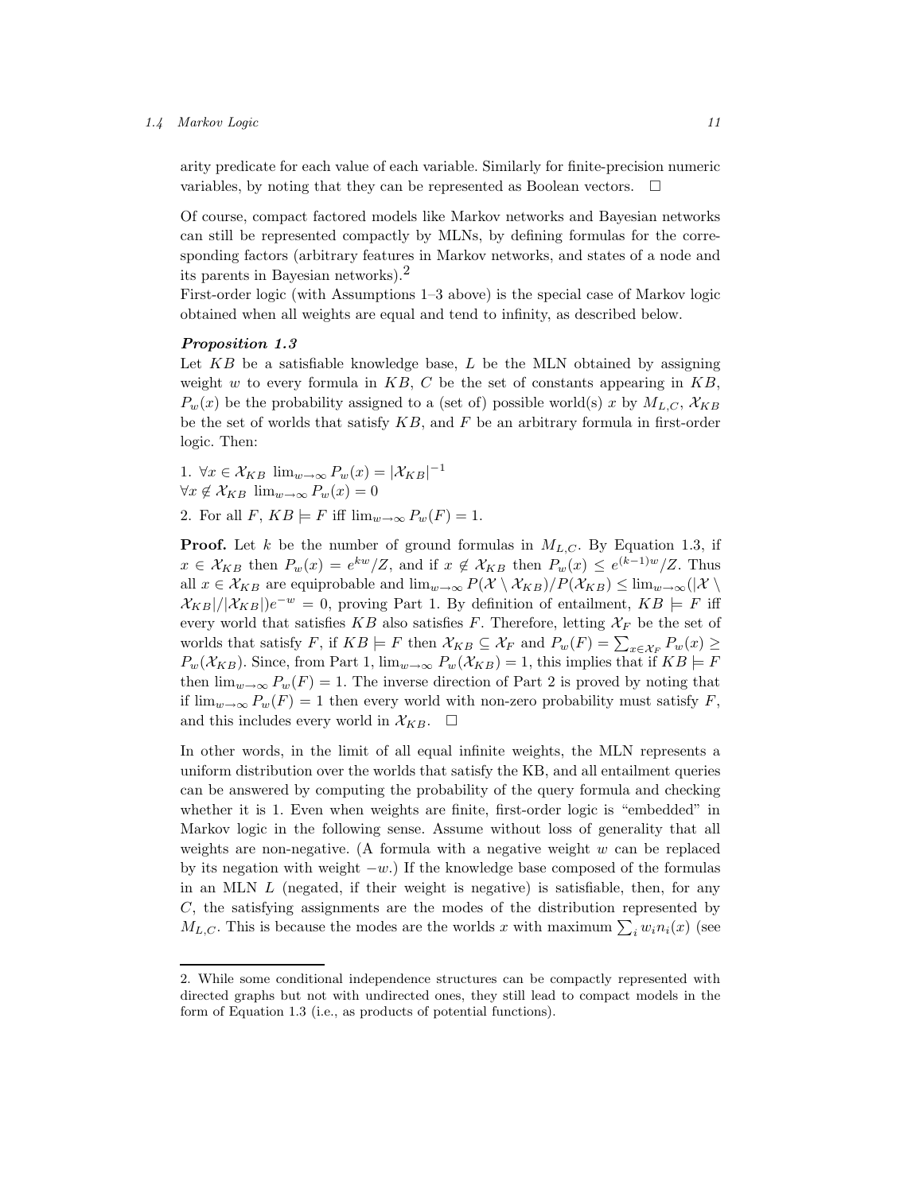arity predicate for each value of each variable. Similarly for finite-precision numeric variables, by noting that they can be represented as Boolean vectors. □

Of course, compact factored models like Markov networks and Bayesian networks can still be represented compactly by MLNs, by defining formulas for the corresponding factors (arbitrary features in Markov networks, and states of a node and its parents in Bayesian networks).[2]

First-order logic (with Assumptions 1–3 above) is the special case of Markov logic obtained when all weights are equal and tend to infinity, as described below.

***Proposition 1.3***

Let $KB$ be a satisfiable knowledge base, $L$ be the MLN obtained by assigning weight $w$ to every formula in $KB$, $C$ be the set of constants appearing in $KB$, $P_w(x)$ be the probability assigned to a (set of) possible world(s) $x$ by $M_{L,C}$, $\mathcal{X}_{KB}$ be the set of worlds that satisfy $KB$, and $F$ be an arbitrary formula in first-order logic. Then:

1. $\forall x \in \mathcal{X}_{KB}\ \lim_{w\to\infty} P_w(x) = |\mathcal{X}_{KB}|^{-1}$
$\forall x \notin \mathcal{X}_{KB}\ \lim_{w\to\infty} P_w(x) = 0$

2. For all $F$, $KB \models F$ iff $\lim_{w\to\infty} P_w(F) = 1$.

**Proof.** Let $k$ be the number of ground formulas in $M_{L,C}$. By Equation 1.3, if $x \in \mathcal{X}_{KB}$ then $P_w(x) = e^{kw}/Z$, and if $x \notin \mathcal{X}_{KB}$ then $P_w(x) \leq e^{(k-1)w}/Z$. Thus all $x \in \mathcal{X}_{KB}$ are equiprobable and $\lim_{w\to\infty} P(\mathcal{X} \setminus \mathcal{X}_{KB})/P(\mathcal{X}_{KB}) \leq \lim_{w\to\infty}(|\mathcal{X} \setminus \mathcal{X}_{KB}|/|\mathcal{X}_{KB}|)e^{-w} = 0$, proving Part 1. By definition of entailment, $KB \models F$ iff every world that satisfies $KB$ also satisfies $F$. Therefore, letting $\mathcal{X}_F$ be the set of worlds that satisfy $F$, if $KB \models F$ then $\mathcal{X}_{KB} \subseteq \mathcal{X}_F$ and $P_w(F) = \sum_{x\in\mathcal{X}_F} P_w(x) \geq P_w(\mathcal{X}_{KB})$. Since, from Part 1, $\lim_{w\to\infty} P_w(\mathcal{X}_{KB}) = 1$, this implies that if $KB \models F$ then $\lim_{w\to\infty} P_w(F) = 1$. The inverse direction of Part 2 is proved by noting that if $\lim_{w\to\infty} P_w(F) = 1$ then every world with non-zero probability must satisfy $F$, and this includes every world in $\mathcal{X}_{KB}$. □

In other words, in the limit of all equal infinite weights, the MLN represents a uniform distribution over the worlds that satisfy the KB, and all entailment queries can be answered by computing the probability of the query formula and checking whether it is 1. Even when weights are finite, first-order logic is "embedded" in Markov logic in the following sense. Assume without loss of generality that all weights are non-negative. (A formula with a negative weight $w$ can be replaced by its negation with weight $-w$.) If the knowledge base composed of the formulas in an MLN $L$ (negated, if their weight is negative) is satisfiable, then, for any $C$, the satisfying assignments are the modes of the distribution represented by $M_{L,C}$. This is because the modes are the worlds $x$ with maximum $\sum_i w_i n_i(x)$ (see

2. While some conditional independence structures can be compactly represented with directed graphs but not with undirected ones, they still lead to compact models in the form of Equation 1.3 (i.e., as products of potential functions).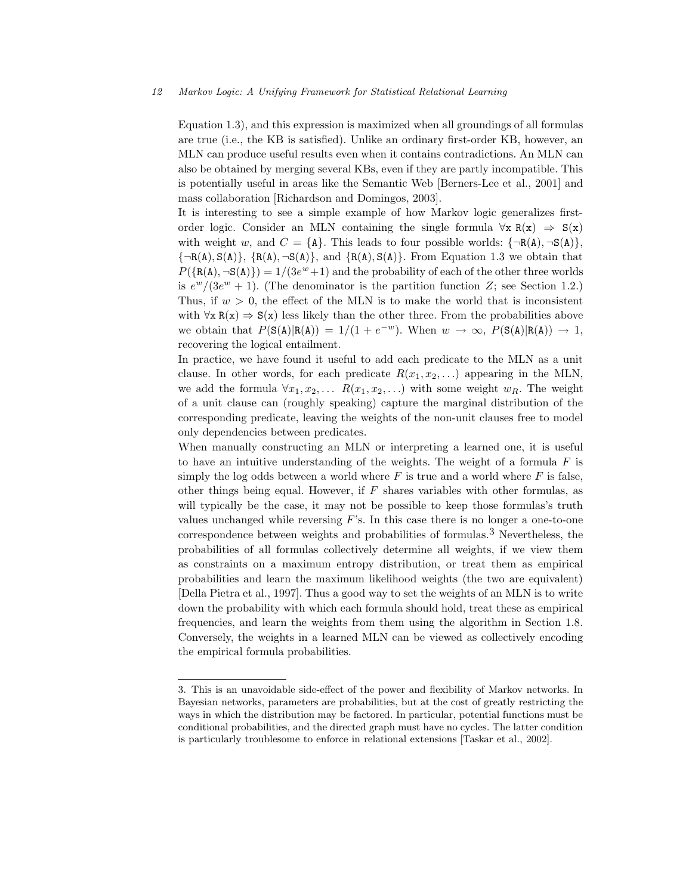Equation 1.3), and this expression is maximized when all groundings of all formulas are true (i.e., the KB is satisfied). Unlike an ordinary first-order KB, however, an MLN can produce useful results even when it contains contradictions. An MLN can also be obtained by merging several KBs, even if they are partly incompatible. This is potentially useful in areas like the Semantic Web [Berners-Lee et al., 2001] and mass collaboration [Richardson and Domingos, 2003].

It is interesting to see a simple example of how Markov logic generalizes first-order logic. Consider an MLN containing the single formula $\forall \mathtt{x}\ \mathtt{R(x)} \Rightarrow \mathtt{S(x)}$ with weight $w$, and $C = \{\mathtt{A}\}$. This leads to four possible worlds: $\{\neg\mathtt{R(A)}, \neg\mathtt{S(A)}\}$, $\{\neg\mathtt{R(A)}, \mathtt{S(A)}\}$, $\{\mathtt{R(A)}, \neg\mathtt{S(A)}\}$, and $\{\mathtt{R(A)}, \mathtt{S(A)}\}$. From Equation 1.3 we obtain that $P(\{\mathtt{R(A)}, \neg\mathtt{S(A)}\}) = 1/(3e^w+1)$ and the probability of each of the other three worlds is $e^w/(3e^w+1)$. (The denominator is the partition function $Z$; see Section 1.2.) Thus, if $w > 0$, the effect of the MLN is to make the world that is inconsistent with $\forall \mathtt{x}\ \mathtt{R(x)} \Rightarrow \mathtt{S(x)}$ less likely than the other three. From the probabilities above we obtain that $P(\mathtt{S(A)}|\mathtt{R(A)}) = 1/(1+e^{-w})$. When $w \to \infty$, $P(\mathtt{S(A)}|\mathtt{R(A)}) \to 1$, recovering the logical entailment.

In practice, we have found it useful to add each predicate to the MLN as a unit clause. In other words, for each predicate $R(x_1, x_2, \ldots)$ appearing in the MLN, we add the formula $\forall x_1, x_2, \ldots\ R(x_1, x_2, \ldots)$ with some weight $w_R$. The weight of a unit clause can (roughly speaking) capture the marginal distribution of the corresponding predicate, leaving the weights of the non-unit clauses free to model only dependencies between predicates.

When manually constructing an MLN or interpreting a learned one, it is useful to have an intuitive understanding of the weights. The weight of a formula $F$ is simply the log odds between a world where $F$ is true and a world where $F$ is false, other things being equal. However, if $F$ shares variables with other formulas, as will typically be the case, it may not be possible to keep those formulas's truth values unchanged while reversing $F$'s. In this case there is no longer a one-to-one correspondence between weights and probabilities of formulas.[3] Nevertheless, the probabilities of all formulas collectively determine all weights, if we view them as constraints on a maximum entropy distribution, or treat them as empirical probabilities and learn the maximum likelihood weights (the two are equivalent) [Della Pietra et al., 1997]. Thus a good way to set the weights of an MLN is to write down the probability with which each formula should hold, treat these as empirical frequencies, and learn the weights from them using the algorithm in Section 1.8. Conversely, the weights in a learned MLN can be viewed as collectively encoding the empirical formula probabilities.

---

3. This is an unavoidable side-effect of the power and flexibility of Markov networks. In Bayesian networks, parameters are probabilities, but at the cost of greatly restricting the ways in which the distribution may be factored. In particular, potential functions must be conditional probabilities, and the directed graph must have no cycles. The latter condition is particularly troublesome to enforce in relational extensions [Taskar et al., 2002].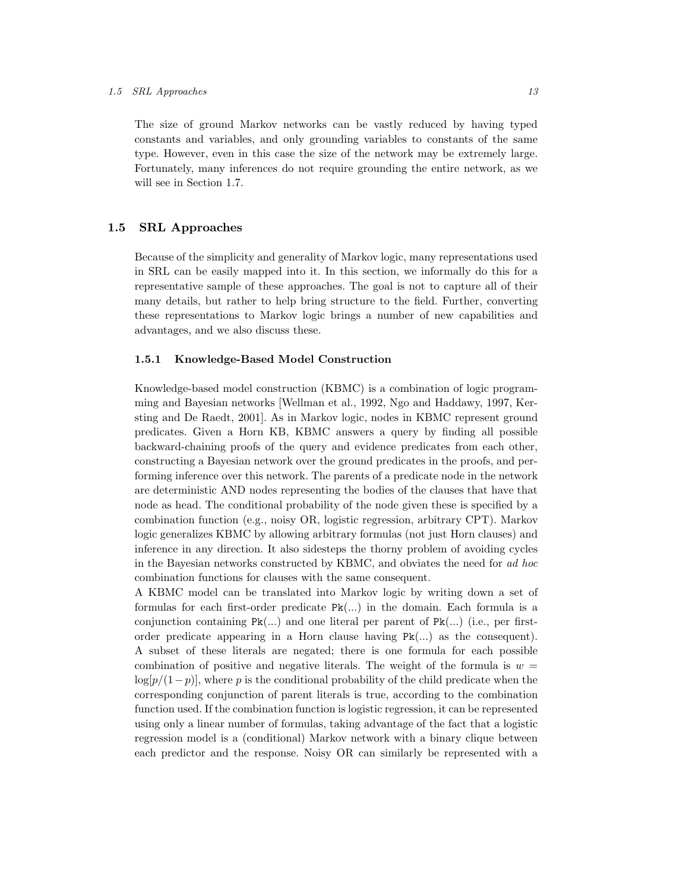The size of ground Markov networks can be vastly reduced by having typed constants and variables, and only grounding variables to constants of the same type. However, even in this case the size of the network may be extremely large. Fortunately, many inferences do not require grounding the entire network, as we will see in Section 1.7.

## 1.5 SRL Approaches

Because of the simplicity and generality of Markov logic, many representations used in SRL can be easily mapped into it. In this section, we informally do this for a representative sample of these approaches. The goal is not to capture all of their many details, but rather to help bring structure to the field. Further, converting these representations to Markov logic brings a number of new capabilities and advantages, and we also discuss these.

### 1.5.1 Knowledge-Based Model Construction

Knowledge-based model construction (KBMC) is a combination of logic programming and Bayesian networks [Wellman et al., 1992, Ngo and Haddawy, 1997, Kersting and De Raedt, 2001]. As in Markov logic, nodes in KBMC represent ground predicates. Given a Horn KB, KBMC answers a query by finding all possible backward-chaining proofs of the query and evidence predicates from each other, constructing a Bayesian network over the ground predicates in the proofs, and performing inference over this network. The parents of a predicate node in the network are deterministic AND nodes representing the bodies of the clauses that have that node as head. The conditional probability of the node given these is specified by a combination function (e.g., noisy OR, logistic regression, arbitrary CPT). Markov logic generalizes KBMC by allowing arbitrary formulas (not just Horn clauses) and inference in any direction. It also sidesteps the thorny problem of avoiding cycles in the Bayesian networks constructed by KBMC, and obviates the need for *ad hoc* combination functions for clauses with the same consequent.

A KBMC model can be translated into Markov logic by writing down a set of formulas for each first-order predicate `Pk(...)` in the domain. Each formula is a conjunction containing `Pk(...)` and one literal per parent of `Pk(...)` (i.e., per first-order predicate appearing in a Horn clause having `Pk(...)` as the consequent). A subset of these literals are negated; there is one formula for each possible combination of positive and negative literals. The weight of the formula is $w = \log[p/(1-p)]$, where $p$ is the conditional probability of the child predicate when the corresponding conjunction of parent literals is true, according to the combination function used. If the combination function is logistic regression, it can be represented using only a linear number of formulas, taking advantage of the fact that a logistic regression model is a (conditional) Markov network with a binary clique between each predictor and the response. Noisy OR can similarly be represented with a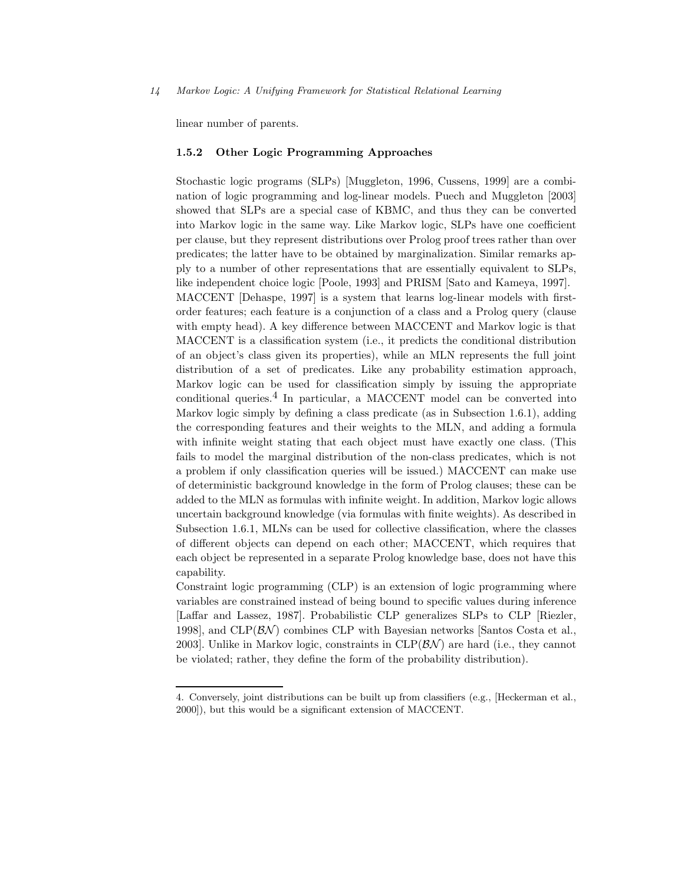linear number of parents.

### 1.5.2 Other Logic Programming Approaches

Stochastic logic programs (SLPs) [Muggleton, 1996, Cussens, 1999] are a combination of logic programming and log-linear models. Puech and Muggleton [2003] showed that SLPs are a special case of KBMC, and thus they can be converted into Markov logic in the same way. Like Markov logic, SLPs have one coefficient per clause, but they represent distributions over Prolog proof trees rather than over predicates; the latter have to be obtained by marginalization. Similar remarks apply to a number of other representations that are essentially equivalent to SLPs, like independent choice logic [Poole, 1993] and PRISM [Sato and Kameya, 1997].

MACCENT [Dehaspe, 1997] is a system that learns log-linear models with first-order features; each feature is a conjunction of a class and a Prolog query (clause with empty head). A key difference between MACCENT and Markov logic is that MACCENT is a classification system (i.e., it predicts the conditional distribution of an object's class given its properties), while an MLN represents the full joint distribution of a set of predicates. Like any probability estimation approach, Markov logic can be used for classification simply by issuing the appropriate conditional queries.[4] In particular, a MACCENT model can be converted into Markov logic simply by defining a class predicate (as in Subsection 1.6.1), adding the corresponding features and their weights to the MLN, and adding a formula with infinite weight stating that each object must have exactly one class. (This fails to model the marginal distribution of the non-class predicates, which is not a problem if only classification queries will be issued.) MACCENT can make use of deterministic background knowledge in the form of Prolog clauses; these can be added to the MLN as formulas with infinite weight. In addition, Markov logic allows uncertain background knowledge (via formulas with finite weights). As described in Subsection 1.6.1, MLNs can be used for collective classification, where the classes of different objects can depend on each other; MACCENT, which requires that each object be represented in a separate Prolog knowledge base, does not have this capability.

Constraint logic programming (CLP) is an extension of logic programming where variables are constrained instead of being bound to specific values during inference [Laffar and Lassez, 1987]. Probabilistic CLP generalizes SLPs to CLP [Riezler, 1998], and CLP($\mathcal{BN}$) combines CLP with Bayesian networks [Santos Costa et al., 2003]. Unlike in Markov logic, constraints in CLP($\mathcal{BN}$) are hard (i.e., they cannot be violated; rather, they define the form of the probability distribution).

---

4. Conversely, joint distributions can be built up from classifiers (e.g., [Heckerman et al., 2000]), but this would be a significant extension of MACCENT.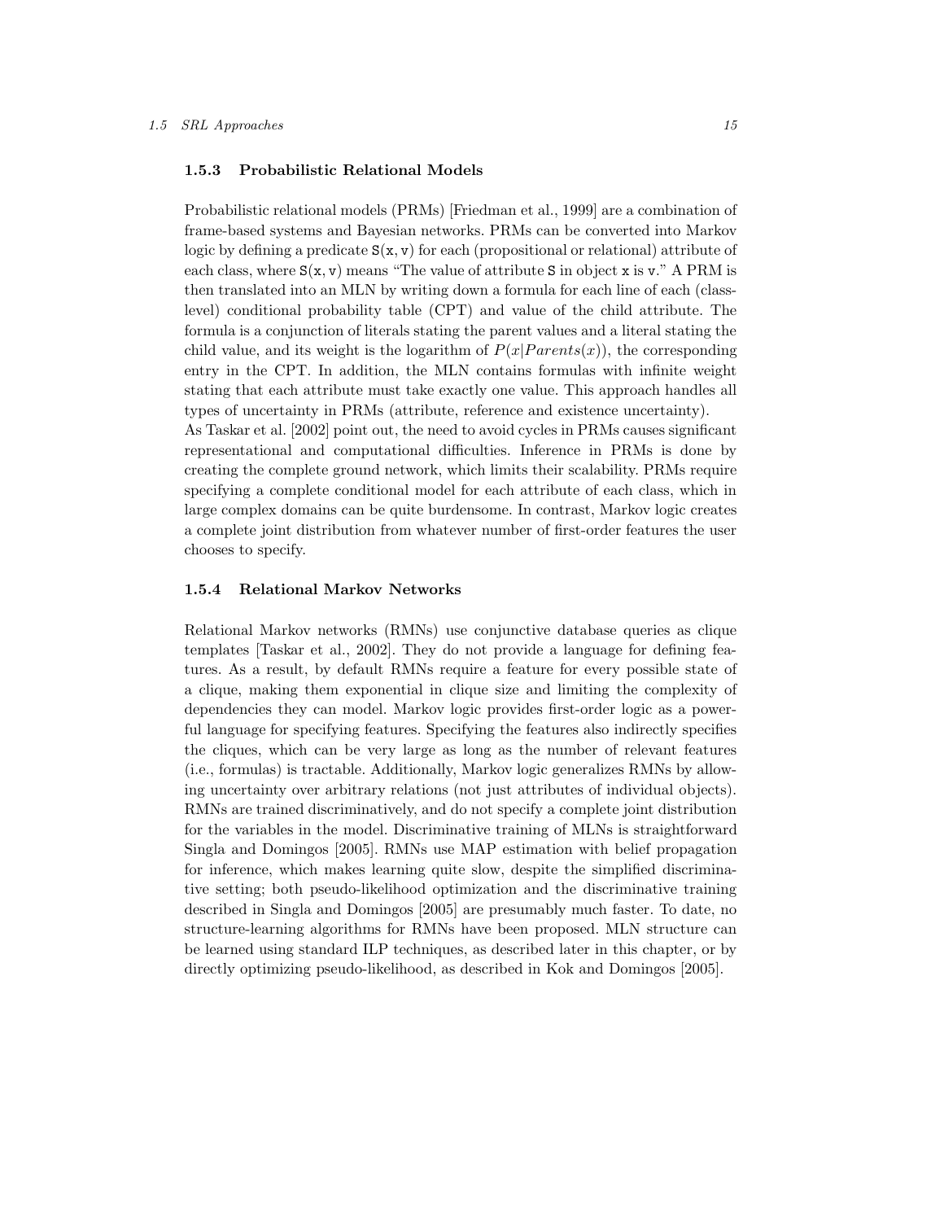### 1.5.3 Probabilistic Relational Models

Probabilistic relational models (PRMs) [Friedman et al., 1999] are a combination of frame-based systems and Bayesian networks. PRMs can be converted into Markov logic by defining a predicate `S(x, v)` for each (propositional or relational) attribute of each class, where `S(x, v)` means "The value of attribute `S` in object `x` is `v`." A PRM is then translated into an MLN by writing down a formula for each line of each (class-level) conditional probability table (CPT) and value of the child attribute. The formula is a conjunction of literals stating the parent values and a literal stating the child value, and its weight is the logarithm of $P(x|Parents(x))$, the corresponding entry in the CPT. In addition, the MLN contains formulas with infinite weight stating that each attribute must take exactly one value. This approach handles all types of uncertainty in PRMs (attribute, reference and existence uncertainty).
As Taskar et al. [2002] point out, the need to avoid cycles in PRMs causes significant representational and computational difficulties. Inference in PRMs is done by creating the complete ground network, which limits their scalability. PRMs require specifying a complete conditional model for each attribute of each class, which in large complex domains can be quite burdensome. In contrast, Markov logic creates a complete joint distribution from whatever number of first-order features the user chooses to specify.

### 1.5.4 Relational Markov Networks

Relational Markov networks (RMNs) use conjunctive database queries as clique templates [Taskar et al., 2002]. They do not provide a language for defining features. As a result, by default RMNs require a feature for every possible state of a clique, making them exponential in clique size and limiting the complexity of dependencies they can model. Markov logic provides first-order logic as a powerful language for specifying features. Specifying the features also indirectly specifies the cliques, which can be very large as long as the number of relevant features (i.e., formulas) is tractable. Additionally, Markov logic generalizes RMNs by allowing uncertainty over arbitrary relations (not just attributes of individual objects). RMNs are trained discriminatively, and do not specify a complete joint distribution for the variables in the model. Discriminative training of MLNs is straightforward Singla and Domingos [2005]. RMNs use MAP estimation with belief propagation for inference, which makes learning quite slow, despite the simplified discriminative setting; both pseudo-likelihood optimization and the discriminative training described in Singla and Domingos [2005] are presumably much faster. To date, no structure-learning algorithms for RMNs have been proposed. MLN structure can be learned using standard ILP techniques, as described later in this chapter, or by directly optimizing pseudo-likelihood, as described in Kok and Domingos [2005].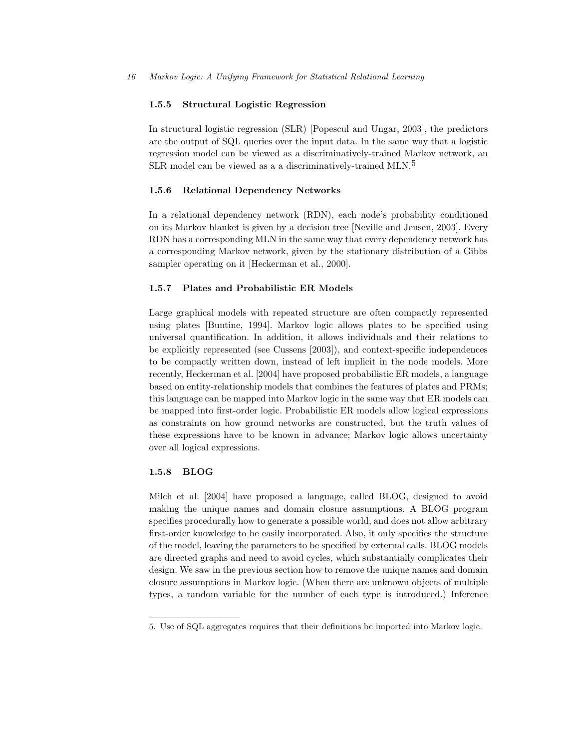### 1.5.5 Structural Logistic Regression

In structural logistic regression (SLR) [Popescul and Ungar, 2003], the predictors are the output of SQL queries over the input data. In the same way that a logistic regression model can be viewed as a discriminatively-trained Markov network, an SLR model can be viewed as a a discriminatively-trained MLN.[5]

### 1.5.6 Relational Dependency Networks

In a relational dependency network (RDN), each node's probability conditioned on its Markov blanket is given by a decision tree [Neville and Jensen, 2003]. Every RDN has a corresponding MLN in the same way that every dependency network has a corresponding Markov network, given by the stationary distribution of a Gibbs sampler operating on it [Heckerman et al., 2000].

### 1.5.7 Plates and Probabilistic ER Models

Large graphical models with repeated structure are often compactly represented using plates [Buntine, 1994]. Markov logic allows plates to be specified using universal quantification. In addition, it allows individuals and their relations to be explicitly represented (see Cussens [2003]), and context-specific independences to be compactly written down, instead of left implicit in the node models. More recently, Heckerman et al. [2004] have proposed probabilistic ER models, a language based on entity-relationship models that combines the features of plates and PRMs; this language can be mapped into Markov logic in the same way that ER models can be mapped into first-order logic. Probabilistic ER models allow logical expressions as constraints on how ground networks are constructed, but the truth values of these expressions have to be known in advance; Markov logic allows uncertainty over all logical expressions.

### 1.5.8 BLOG

Milch et al. [2004] have proposed a language, called BLOG, designed to avoid making the unique names and domain closure assumptions. A BLOG program specifies procedurally how to generate a possible world, and does not allow arbitrary first-order knowledge to be easily incorporated. Also, it only specifies the structure of the model, leaving the parameters to be specified by external calls. BLOG models are directed graphs and need to avoid cycles, which substantially complicates their design. We saw in the previous section how to remove the unique names and domain closure assumptions in Markov logic. (When there are unknown objects of multiple types, a random variable for the number of each type is introduced.) Inference

---

5. Use of SQL aggregates requires that their definitions be imported into Markov logic.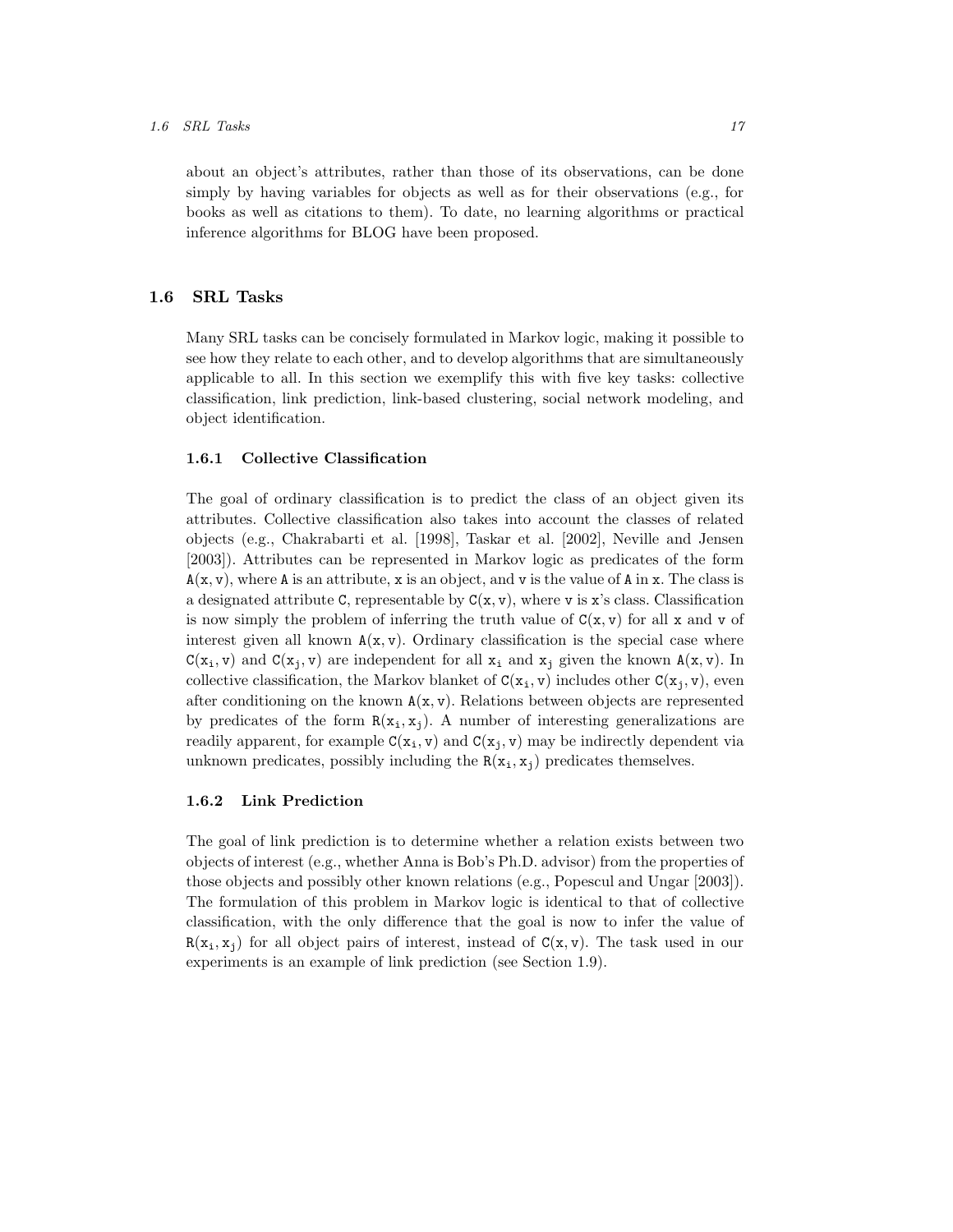about an object's attributes, rather than those of its observations, can be done simply by having variables for objects as well as for their observations (e.g., for books as well as citations to them). To date, no learning algorithms or practical inference algorithms for BLOG have been proposed.

## 1.6 SRL Tasks

Many SRL tasks can be concisely formulated in Markov logic, making it possible to see how they relate to each other, and to develop algorithms that are simultaneously applicable to all. In this section we exemplify this with five key tasks: collective classification, link prediction, link-based clustering, social network modeling, and object identification.

### 1.6.1 Collective Classification

The goal of ordinary classification is to predict the class of an object given its attributes. Collective classification also takes into account the classes of related objects (e.g., Chakrabarti et al. [1998], Taskar et al. [2002], Neville and Jensen [2003]). Attributes can be represented in Markov logic as predicates of the form $\mathtt{A(x,v)}$, where $\mathtt{A}$ is an attribute, $\mathtt{x}$ is an object, and $\mathtt{v}$ is the value of $\mathtt{A}$ in $\mathtt{x}$. The class is a designated attribute $\mathtt{C}$, representable by $\mathtt{C(x,v)}$, where $\mathtt{v}$ is $\mathtt{x}$'s class. Classification is now simply the problem of inferring the truth value of $\mathtt{C(x,v)}$ for all $\mathtt{x}$ and $\mathtt{v}$ of interest given all known $\mathtt{A(x,v)}$. Ordinary classification is the special case where $\mathtt{C(x_i,v)}$ and $\mathtt{C(x_j,v)}$ are independent for all $\mathtt{x_i}$ and $\mathtt{x_j}$ given the known $\mathtt{A(x,v)}$. In collective classification, the Markov blanket of $\mathtt{C(x_i,v)}$ includes other $\mathtt{C(x_j,v)}$, even after conditioning on the known $\mathtt{A(x,v)}$. Relations between objects are represented by predicates of the form $\mathtt{R(x_i,x_j)}$. A number of interesting generalizations are readily apparent, for example $\mathtt{C(x_i,v)}$ and $\mathtt{C(x_j,v)}$ may be indirectly dependent via unknown predicates, possibly including the $\mathtt{R(x_i,x_j)}$ predicates themselves.

### 1.6.2 Link Prediction

The goal of link prediction is to determine whether a relation exists between two objects of interest (e.g., whether Anna is Bob's Ph.D. advisor) from the properties of those objects and possibly other known relations (e.g., Popescul and Ungar [2003]). The formulation of this problem in Markov logic is identical to that of collective classification, with the only difference that the goal is now to infer the value of $\mathtt{R(x_i,x_j)}$ for all object pairs of interest, instead of $\mathtt{C(x,v)}$. The task used in our experiments is an example of link prediction (see Section 1.9).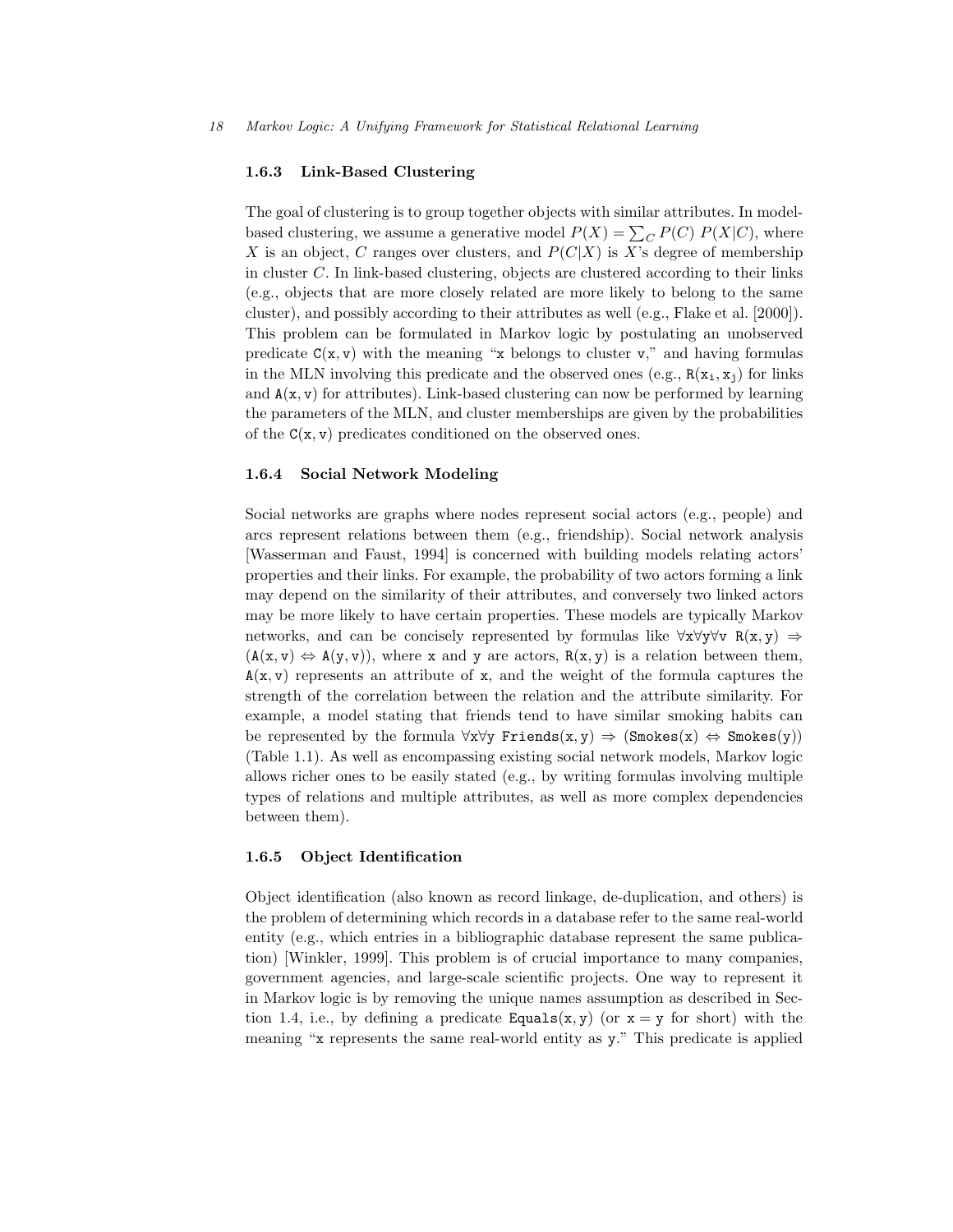### 1.6.3 Link-Based Clustering

The goal of clustering is to group together objects with similar attributes. In model-based clustering, we assume a generative model $P(X) = \sum_C P(C)\, P(X|C)$, where $X$ is an object, $C$ ranges over clusters, and $P(C|X)$ is $X$'s degree of membership in cluster $C$. In link-based clustering, objects are clustered according to their links (e.g., objects that are more closely related are more likely to belong to the same cluster), and possibly according to their attributes as well (e.g., Flake et al. [2000]). This problem can be formulated in Markov logic by postulating an unobserved predicate $\mathtt{C(x, v)}$ with the meaning "x belongs to cluster v," and having formulas in the MLN involving this predicate and the observed ones (e.g., $\mathtt{R(x_i, x_j)}$ for links and $\mathtt{A(x, v)}$ for attributes). Link-based clustering can now be performed by learning the parameters of the MLN, and cluster memberships are given by the probabilities of the $\mathtt{C(x, v)}$ predicates conditioned on the observed ones.

### 1.6.4 Social Network Modeling

Social networks are graphs where nodes represent social actors (e.g., people) and arcs represent relations between them (e.g., friendship). Social network analysis [Wasserman and Faust, 1994] is concerned with building models relating actors' properties and their links. For example, the probability of two actors forming a link may depend on the similarity of their attributes, and conversely two linked actors may be more likely to have certain properties. These models are typically Markov networks, and can be concisely represented by formulas like $\forall \mathtt{x} \forall \mathtt{y} \forall \mathtt{v}\ \mathtt{R(x, y)} \Rightarrow (\mathtt{A(x, v)} \Leftrightarrow \mathtt{A(y, v)})$, where x and y are actors, $\mathtt{R(x, y)}$ is a relation between them, $\mathtt{A(x, v)}$ represents an attribute of x, and the weight of the formula captures the strength of the correlation between the relation and the attribute similarity. For example, a model stating that friends tend to have similar smoking habits can be represented by the formula $\forall \mathtt{x} \forall \mathtt{y}\ \mathtt{Friends(x, y)} \Rightarrow (\mathtt{Smokes(x)} \Leftrightarrow \mathtt{Smokes(y)})$ (Table 1.1). As well as encompassing existing social network models, Markov logic allows richer ones to be easily stated (e.g., by writing formulas involving multiple types of relations and multiple attributes, as well as more complex dependencies between them).

### 1.6.5 Object Identification

Object identification (also known as record linkage, de-duplication, and others) is the problem of determining which records in a database refer to the same real-world entity (e.g., which entries in a bibliographic database represent the same publication) [Winkler, 1999]. This problem is of crucial importance to many companies, government agencies, and large-scale scientific projects. One way to represent it in Markov logic is by removing the unique names assumption as described in Section 1.4, i.e., by defining a predicate $\mathtt{Equals(x, y)}$ (or $\mathtt{x = y}$ for short) with the meaning "x represents the same real-world entity as y." This predicate is applied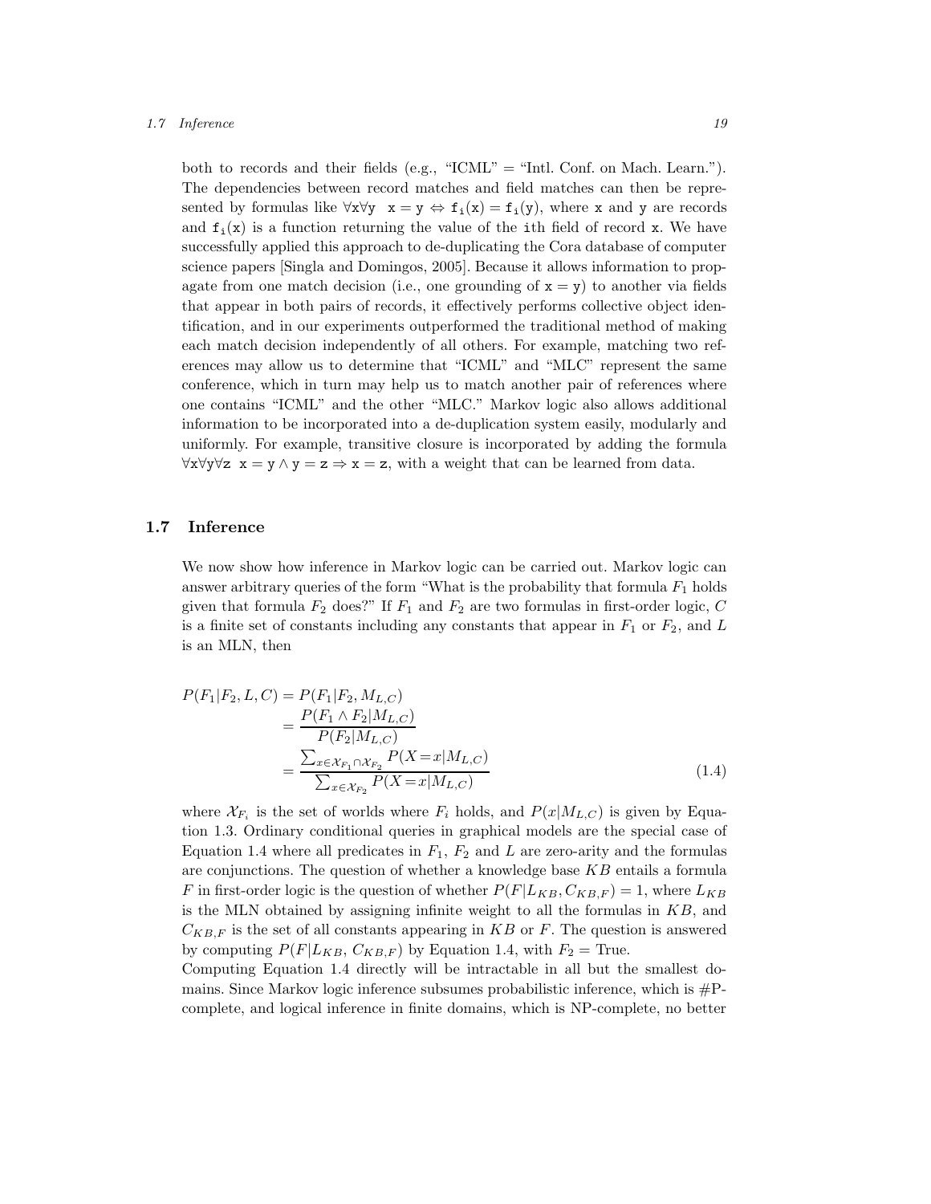both to records and their fields (e.g., "ICML" = "Intl. Conf. on Mach. Learn."). The dependencies between record matches and field matches can then be represented by formulas like $\forall \mathtt{x} \forall \mathtt{y} \;\; \mathtt{x} = \mathtt{y} \Leftrightarrow \mathtt{f_i(x)} = \mathtt{f_i(y)}$, where x and y are records and $\mathtt{f_i(x)}$ is a function returning the value of the ith field of record x. We have successfully applied this approach to de-duplicating the Cora database of computer science papers [Singla and Domingos, 2005]. Because it allows information to propagate from one match decision (i.e., one grounding of $\mathtt{x} = \mathtt{y}$) to another via fields that appear in both pairs of records, it effectively performs collective object identification, and in our experiments outperformed the traditional method of making each match decision independently of all others. For example, matching two references may allow us to determine that "ICML" and "MLC" represent the same conference, which in turn may help us to match another pair of references where one contains "ICML" and the other "MLC." Markov logic also allows additional information to be incorporated into a de-duplication system easily, modularly and uniformly. For example, transitive closure is incorporated by adding the formula $\forall \mathtt{x} \forall \mathtt{y} \forall \mathtt{z} \;\; \mathtt{x} = \mathtt{y} \wedge \mathtt{y} = \mathtt{z} \Rightarrow \mathtt{x} = \mathtt{z}$, with a weight that can be learned from data.

## 1.7 Inference

We now show how inference in Markov logic can be carried out. Markov logic can answer arbitrary queries of the form "What is the probability that formula $F_1$ holds given that formula $F_2$ does?" If $F_1$ and $F_2$ are two formulas in first-order logic, $C$ is a finite set of constants including any constants that appear in $F_1$ or $F_2$, and $L$ is an MLN, then

$$
\begin{aligned}
P(F_1|F_2, L, C) &= P(F_1|F_2, M_{L,C}) \\
&= \frac{P(F_1 \wedge F_2|M_{L,C})}{P(F_2|M_{L,C})} \\
&= \frac{\sum_{x \in \mathcal{X}_{F_1} \cap \mathcal{X}_{F_2}} P(X=x|M_{L,C})}{\sum_{x \in \mathcal{X}_{F_2}} P(X=x|M_{L,C})}
\end{aligned}
\tag{1.4}
$$

where $\mathcal{X}_{F_i}$ is the set of worlds where $F_i$ holds, and $P(x|M_{L,C})$ is given by Equation 1.3. Ordinary conditional queries in graphical models are the special case of Equation 1.4 where all predicates in $F_1$, $F_2$ and $L$ are zero-arity and the formulas are conjunctions. The question of whether a knowledge base $KB$ entails a formula $F$ in first-order logic is the question of whether $P(F|L_{KB}, C_{KB,F}) = 1$, where $L_{KB}$ is the MLN obtained by assigning infinite weight to all the formulas in $KB$, and $C_{KB,F}$ is the set of all constants appearing in $KB$ or $F$. The question is answered by computing $P(F|L_{KB}, C_{KB,F})$ by Equation 1.4, with $F_2 =$ True.

Computing Equation 1.4 directly will be intractable in all but the smallest domains. Since Markov logic inference subsumes probabilistic inference, which is #P-complete, and logical inference in finite domains, which is NP-complete, no better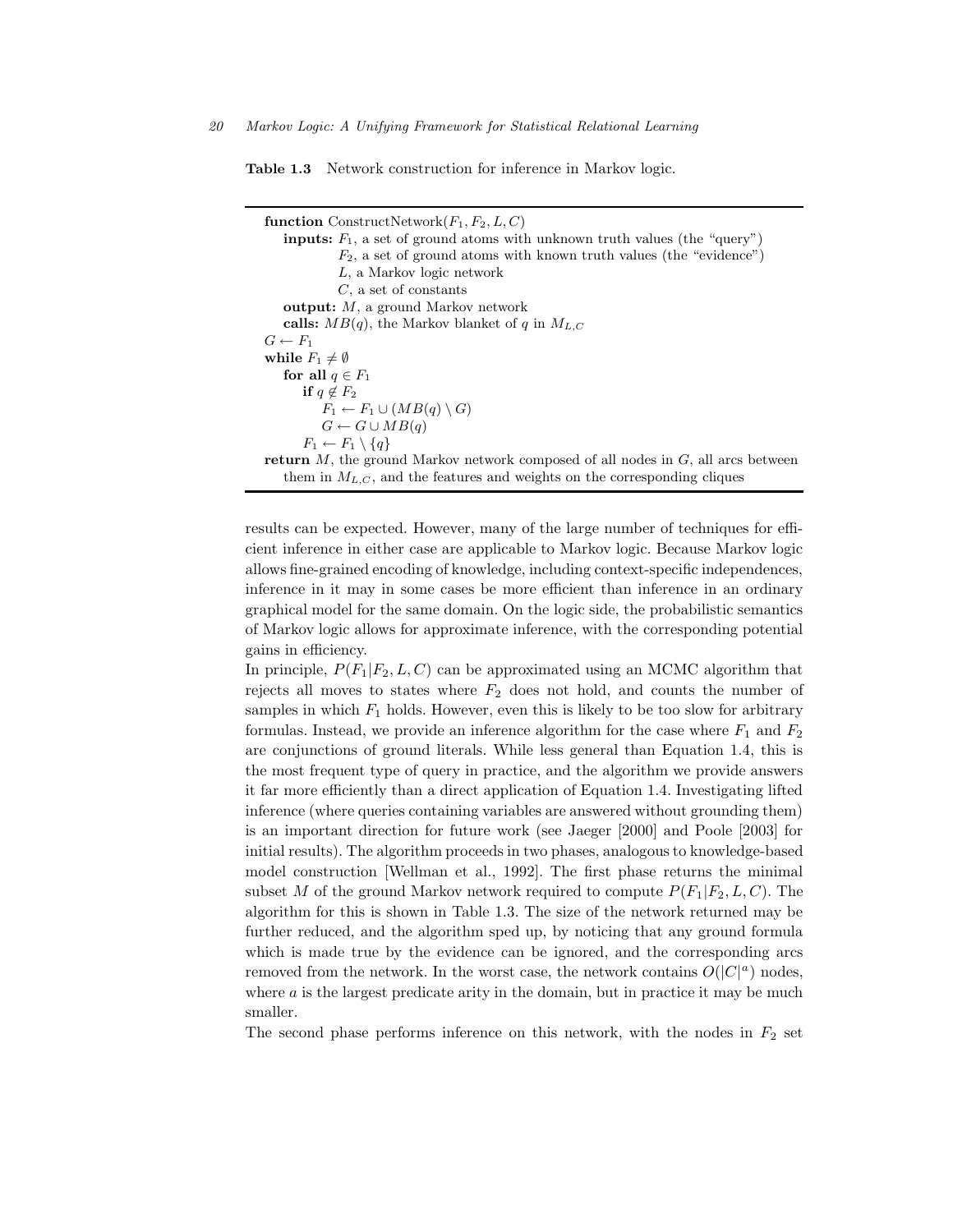**Table 1.3** Network construction for inference in Markov logic.

```
function ConstructNetwork(F_1, F_2, L, C)
   inputs: F_1, a set of ground atoms with unknown truth values (the "query")
           F_2, a set of ground atoms with known truth values (the "evidence")
           L, a Markov logic network
           C, a set of constants
   output: M, a ground Markov network
   calls: MB(q), the Markov blanket of q in M_{L,C}
G ← F_1
while F_1 ≠ ∅
   for all q ∈ F_1
      if q ∉ F_2
         F_1 ← F_1 ∪ (MB(q) \ G)
         G ← G ∪ MB(q)
      F_1 ← F_1 \ {q}
return M, the ground Markov network composed of all nodes in G, all arcs between
   them in M_{L,C}, and the features and weights on the corresponding cliques
```

results can be expected. However, many of the large number of techniques for efficient inference in either case are applicable to Markov logic. Because Markov logic allows fine-grained encoding of knowledge, including context-specific independences, inference in it may in some cases be more efficient than inference in an ordinary graphical model for the same domain. On the logic side, the probabilistic semantics of Markov logic allows for approximate inference, with the corresponding potential gains in efficiency.

In principle, $P(F_1|F_2, L, C)$ can be approximated using an MCMC algorithm that rejects all moves to states where $F_2$ does not hold, and counts the number of samples in which $F_1$ holds. However, even this is likely to be too slow for arbitrary formulas. Instead, we provide an inference algorithm for the case where $F_1$ and $F_2$ are conjunctions of ground literals. While less general than Equation 1.4, this is the most frequent type of query in practice, and the algorithm we provide answers it far more efficiently than a direct application of Equation 1.4. Investigating lifted inference (where queries containing variables are answered without grounding them) is an important direction for future work (see Jaeger [2000] and Poole [2003] for initial results). The algorithm proceeds in two phases, analogous to knowledge-based model construction [Wellman et al., 1992]. The first phase returns the minimal subset $M$ of the ground Markov network required to compute $P(F_1|F_2, L, C)$. The algorithm for this is shown in Table 1.3. The size of the network returned may be further reduced, and the algorithm sped up, by noticing that any ground formula which is made true by the evidence can be ignored, and the corresponding arcs removed from the network. In the worst case, the network contains $O(|C|^a)$ nodes, where $a$ is the largest predicate arity in the domain, but in practice it may be much smaller.

The second phase performs inference on this network, with the nodes in $F_2$ set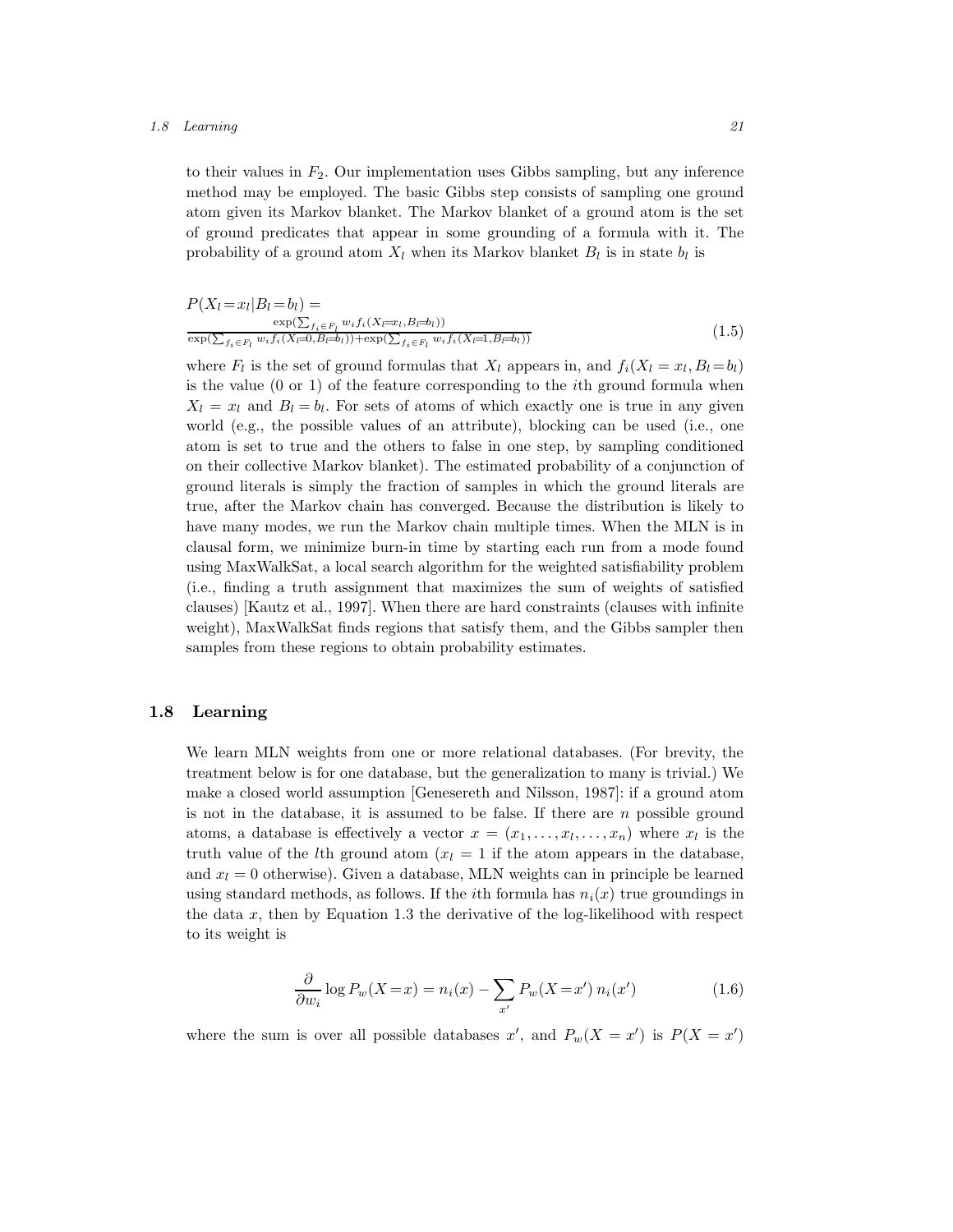to their values in $F_2$. Our implementation uses Gibbs sampling, but any inference method may be employed. The basic Gibbs step consists of sampling one ground atom given its Markov blanket. The Markov blanket of a ground atom is the set of ground predicates that appear in some grounding of a formula with it. The probability of a ground atom $X_l$ when its Markov blanket $B_l$ is in state $b_l$ is

$$P(X_l = x_l | B_l = b_l) = \frac{\exp(\sum_{f_i \in F_l} w_i f_i(X_l = x_l, B_l = b_l))}{\exp(\sum_{f_i \in F_l} w_i f_i(X_l = 0, B_l = b_l)) + \exp(\sum_{f_i \in F_l} w_i f_i(X_l = 1, B_l = b_l))} \tag{1.5}$$

where $F_l$ is the set of ground formulas that $X_l$ appears in, and $f_i(X_l = x_l, B_l = b_l)$ is the value (0 or 1) of the feature corresponding to the $i$th ground formula when $X_l = x_l$ and $B_l = b_l$. For sets of atoms of which exactly one is true in any given world (e.g., the possible values of an attribute), blocking can be used (i.e., one atom is set to true and the others to false in one step, by sampling conditioned on their collective Markov blanket). The estimated probability of a conjunction of ground literals is simply the fraction of samples in which the ground literals are true, after the Markov chain has converged. Because the distribution is likely to have many modes, we run the Markov chain multiple times. When the MLN is in clausal form, we minimize burn-in time by starting each run from a mode found using MaxWalkSat, a local search algorithm for the weighted satisfiability problem (i.e., finding a truth assignment that maximizes the sum of weights of satisfied clauses) [Kautz et al., 1997]. When there are hard constraints (clauses with infinite weight), MaxWalkSat finds regions that satisfy them, and the Gibbs sampler then samples from these regions to obtain probability estimates.

## 1.8 Learning

We learn MLN weights from one or more relational databases. (For brevity, the treatment below is for one database, but the generalization to many is trivial.) We make a closed world assumption [Genesereth and Nilsson, 1987]: if a ground atom is not in the database, it is assumed to be false. If there are $n$ possible ground atoms, a database is effectively a vector $x = (x_1, \ldots, x_l, \ldots, x_n)$ where $x_l$ is the truth value of the $l$th ground atom ($x_l = 1$ if the atom appears in the database, and $x_l = 0$ otherwise). Given a database, MLN weights can in principle be learned using standard methods, as follows. If the $i$th formula has $n_i(x)$ true groundings in the data $x$, then by Equation 1.3 the derivative of the log-likelihood with respect to its weight is

$$\frac{\partial}{\partial w_i} \log P_w(X = x) = n_i(x) - \sum_{x'} P_w(X = x')\, n_i(x') \tag{1.6}$$

where the sum is over all possible databases $x'$, and $P_w(X = x')$ is $P(X = x')$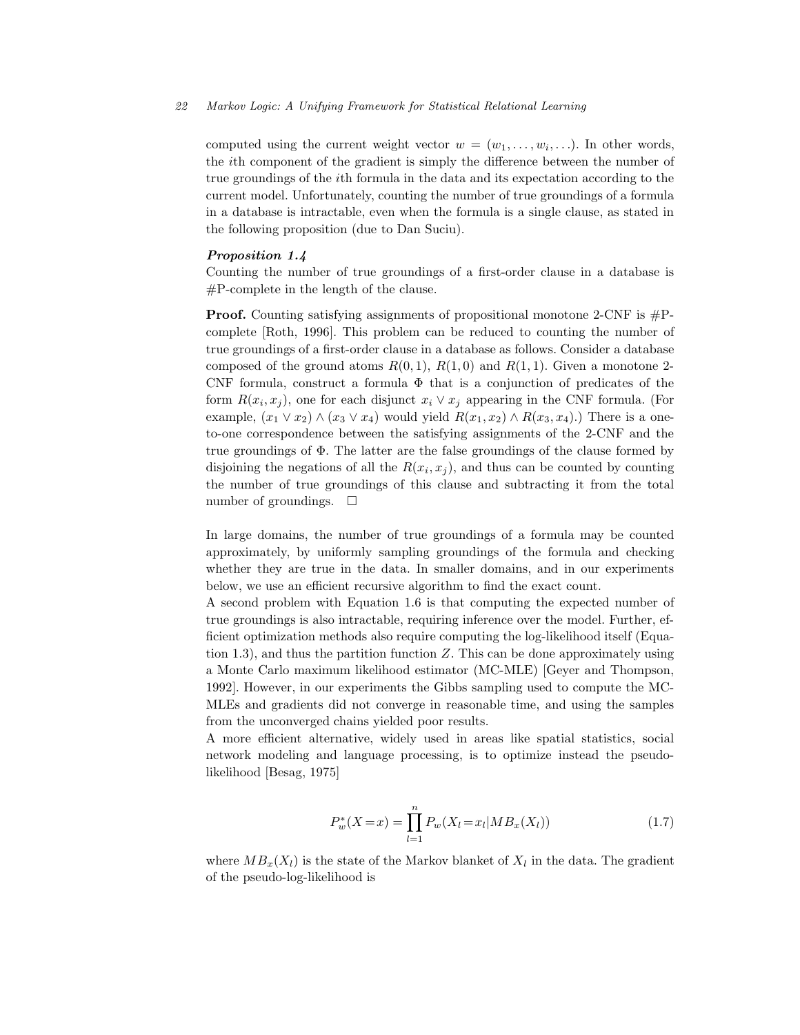computed using the current weight vector $w = (w_1, \ldots, w_i, \ldots)$. In other words, the $i$th component of the gradient is simply the difference between the number of true groundings of the $i$th formula in the data and its expectation according to the current model. Unfortunately, counting the number of true groundings of a formula in a database is intractable, even when the formula is a single clause, as stated in the following proposition (due to Dan Suciu).

***Proposition 1.4***

Counting the number of true groundings of a first-order clause in a database is #P-complete in the length of the clause.

**Proof.** Counting satisfying assignments of propositional monotone 2-CNF is #P-complete [Roth, 1996]. This problem can be reduced to counting the number of true groundings of a first-order clause in a database as follows. Consider a database composed of the ground atoms $R(0, 1)$, $R(1, 0)$ and $R(1, 1)$. Given a monotone 2-CNF formula, construct a formula $\Phi$ that is a conjunction of predicates of the form $R(x_i, x_j)$, one for each disjunct $x_i \vee x_j$ appearing in the CNF formula. (For example, $(x_1 \vee x_2) \wedge (x_3 \vee x_4)$ would yield $R(x_1, x_2) \wedge R(x_3, x_4)$.) There is a one-to-one correspondence between the satisfying assignments of the 2-CNF and the true groundings of $\Phi$. The latter are the false groundings of the clause formed by disjoining the negations of all the $R(x_i, x_j)$, and thus can be counted by counting the number of true groundings of this clause and subtracting it from the total number of groundings. $\square$

In large domains, the number of true groundings of a formula may be counted approximately, by uniformly sampling groundings of the formula and checking whether they are true in the data. In smaller domains, and in our experiments below, we use an efficient recursive algorithm to find the exact count.

A second problem with Equation 1.6 is that computing the expected number of true groundings is also intractable, requiring inference over the model. Further, efficient optimization methods also require computing the log-likelihood itself (Equation 1.3), and thus the partition function $Z$. This can be done approximately using a Monte Carlo maximum likelihood estimator (MC-MLE) [Geyer and Thompson, 1992]. However, in our experiments the Gibbs sampling used to compute the MC-MLEs and gradients did not converge in reasonable time, and using the samples from the unconverged chains yielded poor results.

A more efficient alternative, widely used in areas like spatial statistics, social network modeling and language processing, is to optimize instead the pseudo-likelihood [Besag, 1975]

$$P_w^*(X = x) = \prod_{l=1}^{n} P_w(X_l = x_l | MB_x(X_l)) \tag{1.7}$$

where $MB_x(X_l)$ is the state of the Markov blanket of $X_l$ in the data. The gradient of the pseudo-log-likelihood is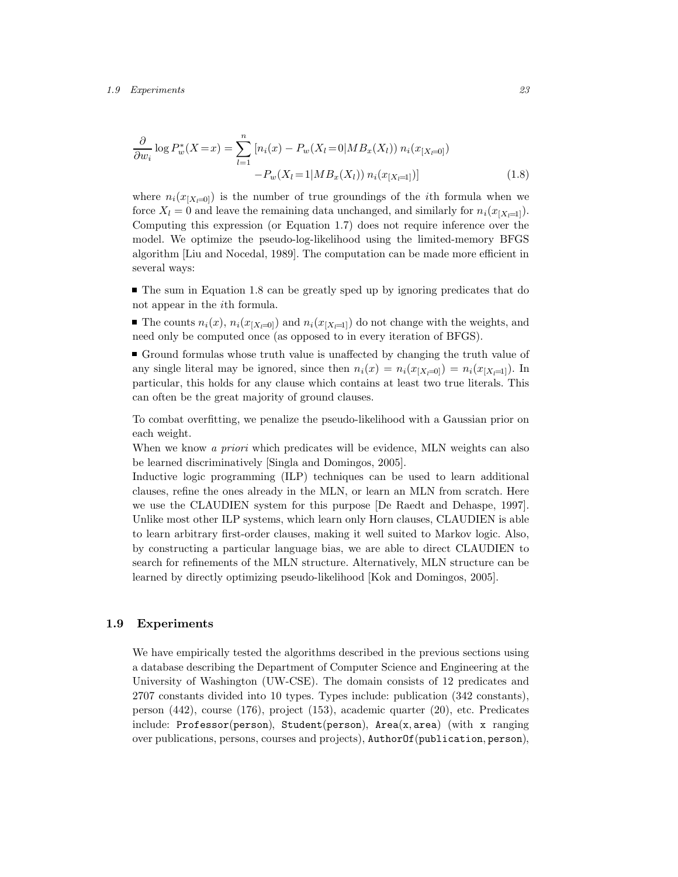$$\frac{\partial}{\partial w_i} \log P_w^*(X\!=\!x) = \sum_{l=1}^{n} [n_i(x) - P_w(X_l\!=\!0|MB_x(X_l))\, n_i(x_{[X_l=0]}) \\ -P_w(X_l\!=\!1|MB_x(X_l))\, n_i(x_{[X_l=1]})] \tag{1.8}$$

where $n_i(x_{[X_l=0]})$ is the number of true groundings of the $i$th formula when we force $X_l = 0$ and leave the remaining data unchanged, and similarly for $n_i(x_{[X_l=1]})$. Computing this expression (or Equation 1.7) does not require inference over the model. We optimize the pseudo-log-likelihood using the limited-memory BFGS algorithm [Liu and Nocedal, 1989]. The computation can be made more efficient in several ways:

- The sum in Equation 1.8 can be greatly sped up by ignoring predicates that do not appear in the $i$th formula.
- The counts $n_i(x)$, $n_i(x_{[X_l=0]})$ and $n_i(x_{[X_l=1]})$ do not change with the weights, and need only be computed once (as opposed to in every iteration of BFGS).
- Ground formulas whose truth value is unaffected by changing the truth value of any single literal may be ignored, since then $n_i(x) = n_i(x_{[X_l=0]}) = n_i(x_{[X_l=1]})$. In particular, this holds for any clause which contains at least two true literals. This can often be the great majority of ground clauses.

To combat overfitting, we penalize the pseudo-likelihood with a Gaussian prior on each weight.

When we know *a priori* which predicates will be evidence, MLN weights can also be learned discriminatively [Singla and Domingos, 2005].

Inductive logic programming (ILP) techniques can be used to learn additional clauses, refine the ones already in the MLN, or learn an MLN from scratch. Here we use the CLAUDIEN system for this purpose [De Raedt and Dehaspe, 1997]. Unlike most other ILP systems, which learn only Horn clauses, CLAUDIEN is able to learn arbitrary first-order clauses, making it well suited to Markov logic. Also, by constructing a particular language bias, we are able to direct CLAUDIEN to search for refinements of the MLN structure. Alternatively, MLN structure can be learned by directly optimizing pseudo-likelihood [Kok and Domingos, 2005].

## 1.9 Experiments

We have empirically tested the algorithms described in the previous sections using a database describing the Department of Computer Science and Engineering at the University of Washington (UW-CSE). The domain consists of 12 predicates and 2707 constants divided into 10 types. Types include: publication (342 constants), person (442), course (176), project (153), academic quarter (20), etc. Predicates include: `Professor(person)`, `Student(person)`, `Area(x, area)` (with `x` ranging over publications, persons, courses and projects), `AuthorOf(publication, person)`,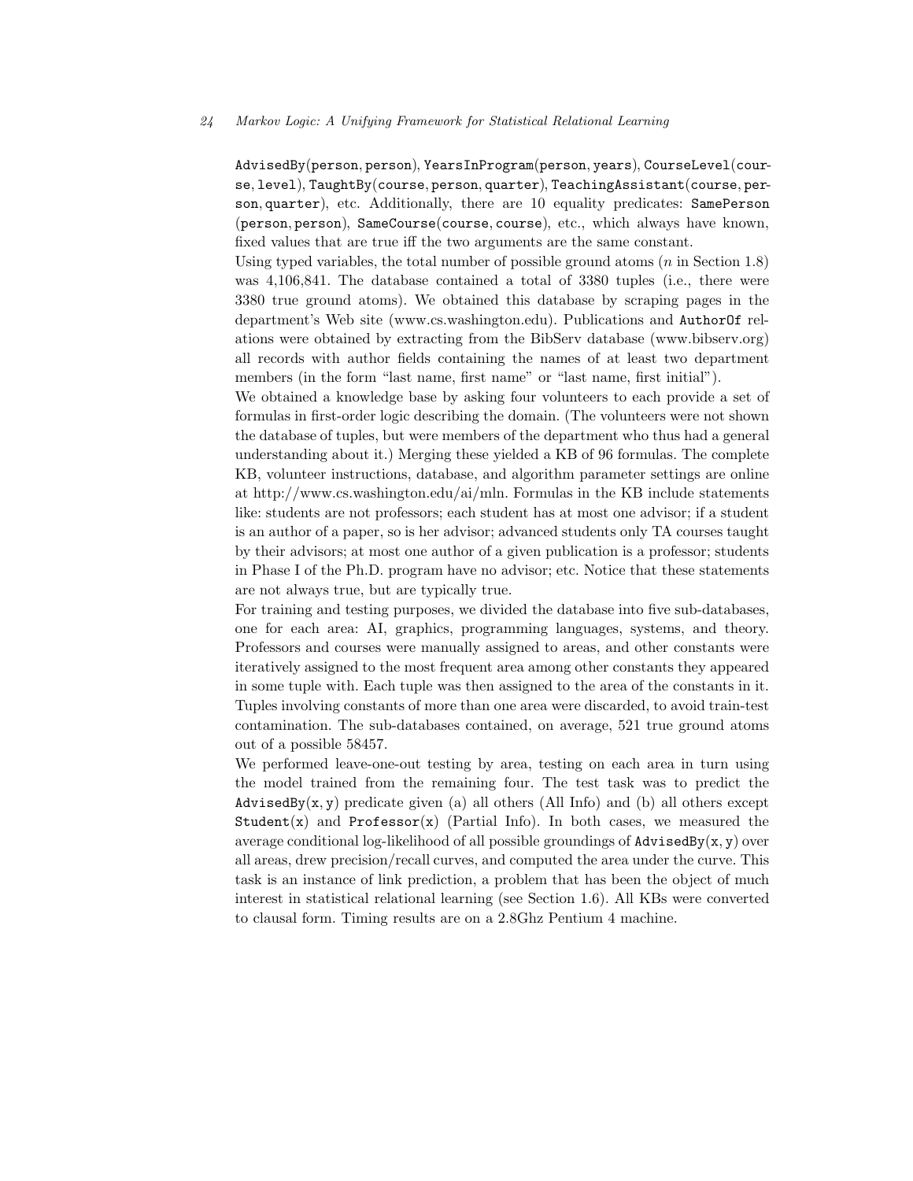AdvisedBy(person, person), YearsInProgram(person, years), CourseLevel(course, level), TaughtBy(course, person, quarter), TeachingAssistant(course, person, quarter), etc. Additionally, there are 10 equality predicates: SamePerson (person, person), SameCourse(course, course), etc., which always have known, fixed values that are true iff the two arguments are the same constant.

Using typed variables, the total number of possible ground atoms ($n$ in Section 1.8) was 4,106,841. The database contained a total of 3380 tuples (i.e., there were 3380 true ground atoms). We obtained this database by scraping pages in the department's Web site (www.cs.washington.edu). Publications and AuthorOf relations were obtained by extracting from the BibServ database (www.bibserv.org) all records with author fields containing the names of at least two department members (in the form "last name, first name" or "last name, first initial").

We obtained a knowledge base by asking four volunteers to each provide a set of formulas in first-order logic describing the domain. (The volunteers were not shown the database of tuples, but were members of the department who thus had a general understanding about it.) Merging these yielded a KB of 96 formulas. The complete KB, volunteer instructions, database, and algorithm parameter settings are online at http://www.cs.washington.edu/ai/mln. Formulas in the KB include statements like: students are not professors; each student has at most one advisor; if a student is an author of a paper, so is her advisor; advanced students only TA courses taught by their advisors; at most one author of a given publication is a professor; students in Phase I of the Ph.D. program have no advisor; etc. Notice that these statements are not always true, but are typically true.

For training and testing purposes, we divided the database into five sub-databases, one for each area: AI, graphics, programming languages, systems, and theory. Professors and courses were manually assigned to areas, and other constants were iteratively assigned to the most frequent area among other constants they appeared in some tuple with. Each tuple was then assigned to the area of the constants in it. Tuples involving constants of more than one area were discarded, to avoid train-test contamination. The sub-databases contained, on average, 521 true ground atoms out of a possible 58457.

We performed leave-one-out testing by area, testing on each area in turn using the model trained from the remaining four. The test task was to predict the AdvisedBy(x, y) predicate given (a) all others (All Info) and (b) all others except Student(x) and Professor(x) (Partial Info). In both cases, we measured the average conditional log-likelihood of all possible groundings of AdvisedBy(x, y) over all areas, drew precision/recall curves, and computed the area under the curve. This task is an instance of link prediction, a problem that has been the object of much interest in statistical relational learning (see Section 1.6). All KBs were converted to clausal form. Timing results are on a 2.8Ghz Pentium 4 machine.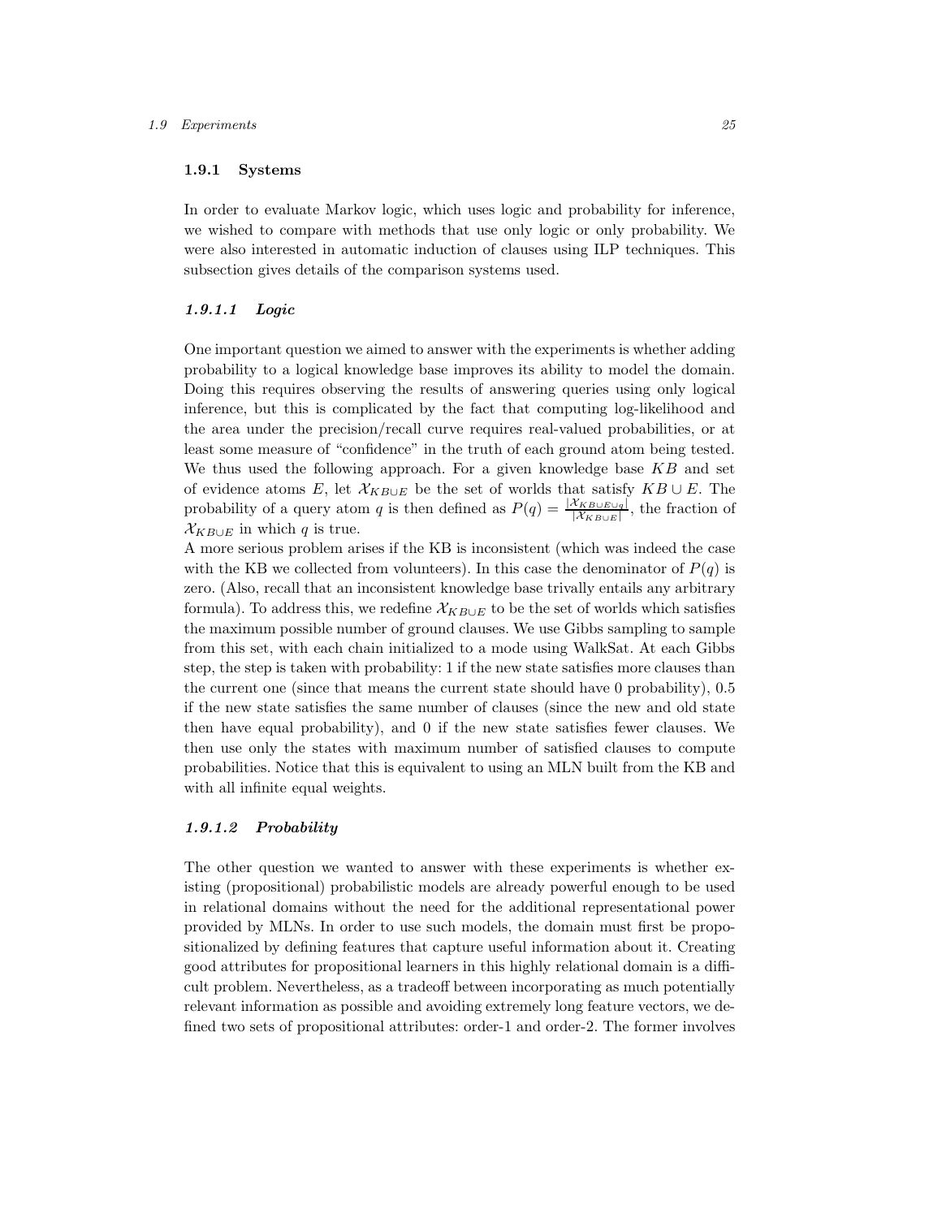### 1.9.1 Systems

In order to evaluate Markov logic, which uses logic and probability for inference, we wished to compare with methods that use only logic or only probability. We were also interested in automatic induction of clauses using ILP techniques. This subsection gives details of the comparison systems used.

#### *1.9.1.1 Logic*

One important question we aimed to answer with the experiments is whether adding probability to a logical knowledge base improves its ability to model the domain. Doing this requires observing the results of answering queries using only logical inference, but this is complicated by the fact that computing log-likelihood and the area under the precision/recall curve requires real-valued probabilities, or at least some measure of "confidence" in the truth of each ground atom being tested. We thus used the following approach. For a given knowledge base $KB$ and set of evidence atoms $E$, let $\mathcal{X}_{KB \cup E}$ be the set of worlds that satisfy $KB \cup E$. The probability of a query atom $q$ is then defined as $P(q) = \frac{|\mathcal{X}_{KB \cup E \cup q}|}{|\mathcal{X}_{KB \cup E}|}$, the fraction of $\mathcal{X}_{KB \cup E}$ in which $q$ is true.

A more serious problem arises if the KB is inconsistent (which was indeed the case with the KB we collected from volunteers). In this case the denominator of $P(q)$ is zero. (Also, recall that an inconsistent knowledge base trivally entails any arbitrary formula). To address this, we redefine $\mathcal{X}_{KB \cup E}$ to be the set of worlds which satisfies the maximum possible number of ground clauses. We use Gibbs sampling to sample from this set, with each chain initialized to a mode using WalkSat. At each Gibbs step, the step is taken with probability: 1 if the new state satisfies more clauses than the current one (since that means the current state should have 0 probability), 0.5 if the new state satisfies the same number of clauses (since the new and old state then have equal probability), and 0 if the new state satisfies fewer clauses. We then use only the states with maximum number of satisfied clauses to compute probabilities. Notice that this is equivalent to using an MLN built from the KB and with all infinite equal weights.

#### *1.9.1.2 Probability*

The other question we wanted to answer with these experiments is whether existing (propositional) probabilistic models are already powerful enough to be used in relational domains without the need for the additional representational power provided by MLNs. In order to use such models, the domain must first be propositionalized by defining features that capture useful information about it. Creating good attributes for propositional learners in this highly relational domain is a difficult problem. Nevertheless, as a tradeoff between incorporating as much potentially relevant information as possible and avoiding extremely long feature vectors, we defined two sets of propositional attributes: order-1 and order-2. The former involves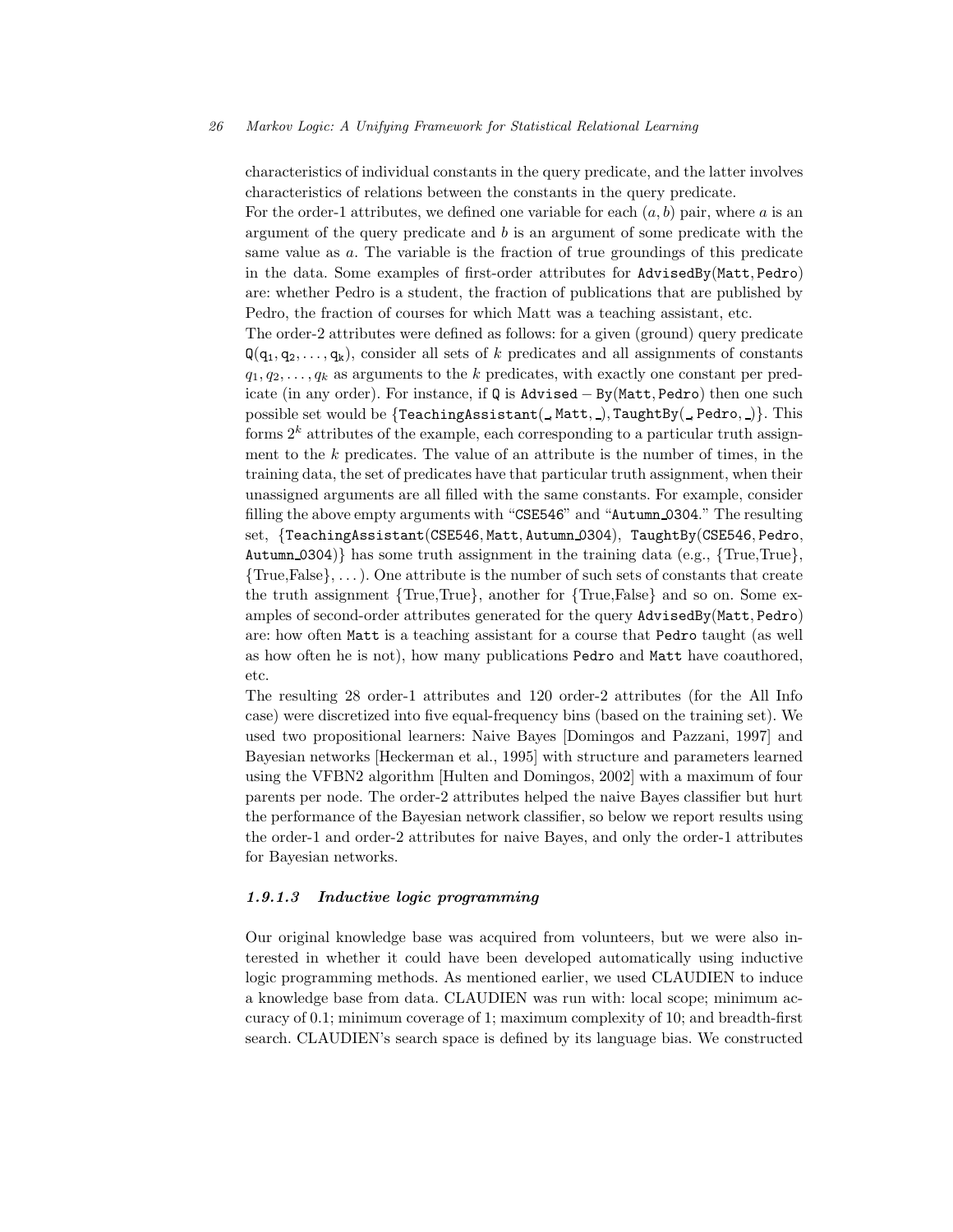characteristics of individual constants in the query predicate, and the latter involves characteristics of relations between the constants in the query predicate.

For the order-1 attributes, we defined one variable for each $(a, b)$ pair, where $a$ is an argument of the query predicate and $b$ is an argument of some predicate with the same value as $a$. The variable is the fraction of true groundings of this predicate in the data. Some examples of first-order attributes for $\mathtt{AdvisedBy(Matt, Pedro)}$ are: whether Pedro is a student, the fraction of publications that are published by Pedro, the fraction of courses for which Matt was a teaching assistant, etc.

The order-2 attributes were defined as follows: for a given (ground) query predicate $\mathtt{Q}(\mathtt{q_1}, \mathtt{q_2}, \ldots, \mathtt{q_k})$, consider all sets of $k$ predicates and all assignments of constants $q_1, q_2, \ldots, q_k$ as arguments to the $k$ predicates, with exactly one constant per predicate (in any order). For instance, if $\mathtt{Q}$ is $\mathtt{Advised-By(Matt, Pedro)}$ then one such possible set would be $\{\mathtt{TeachingAssistant(\_ , Matt, \_)}, \mathtt{TaughtBy(\_ , Pedro, \_)}\}$. This forms $2^k$ attributes of the example, each corresponding to a particular truth assignment to the $k$ predicates. The value of an attribute is the number of times, in the training data, the set of predicates have that particular truth assignment, when their unassigned arguments are all filled with the same constants. For example, consider filling the above empty arguments with "CSE546" and "Autumn_0304." The resulting set, $\{\mathtt{TeachingAssistant(CSE546, Matt, Autumn\_0304)}, \mathtt{TaughtBy(CSE546, Pedro, Autumn\_0304)}\}$ has some truth assignment in the training data (e.g., {True,True}, {True,False}, ...). One attribute is the number of such sets of constants that create the truth assignment {True,True}, another for {True,False} and so on. Some examples of second-order attributes generated for the query $\mathtt{AdvisedBy(Matt, Pedro)}$ are: how often Matt is a teaching assistant for a course that Pedro taught (as well as how often he is not), how many publications Pedro and Matt have coauthored, etc.

The resulting 28 order-1 attributes and 120 order-2 attributes (for the All Info case) were discretized into five equal-frequency bins (based on the training set). We used two propositional learners: Naive Bayes [Domingos and Pazzani, 1997] and Bayesian networks [Heckerman et al., 1995] with structure and parameters learned using the VFBN2 algorithm [Hulten and Domingos, 2002] with a maximum of four parents per node. The order-2 attributes helped the naive Bayes classifier but hurt the performance of the Bayesian network classifier, so below we report results using the order-1 and order-2 attributes for naive Bayes, and only the order-1 attributes for Bayesian networks.

#### *1.9.1.3 Inductive logic programming*

Our original knowledge base was acquired from volunteers, but we were also interested in whether it could have been developed automatically using inductive logic programming methods. As mentioned earlier, we used CLAUDIEN to induce a knowledge base from data. CLAUDIEN was run with: local scope; minimum accuracy of 0.1; minimum coverage of 1; maximum complexity of 10; and breadth-first search. CLAUDIEN's search space is defined by its language bias. We constructed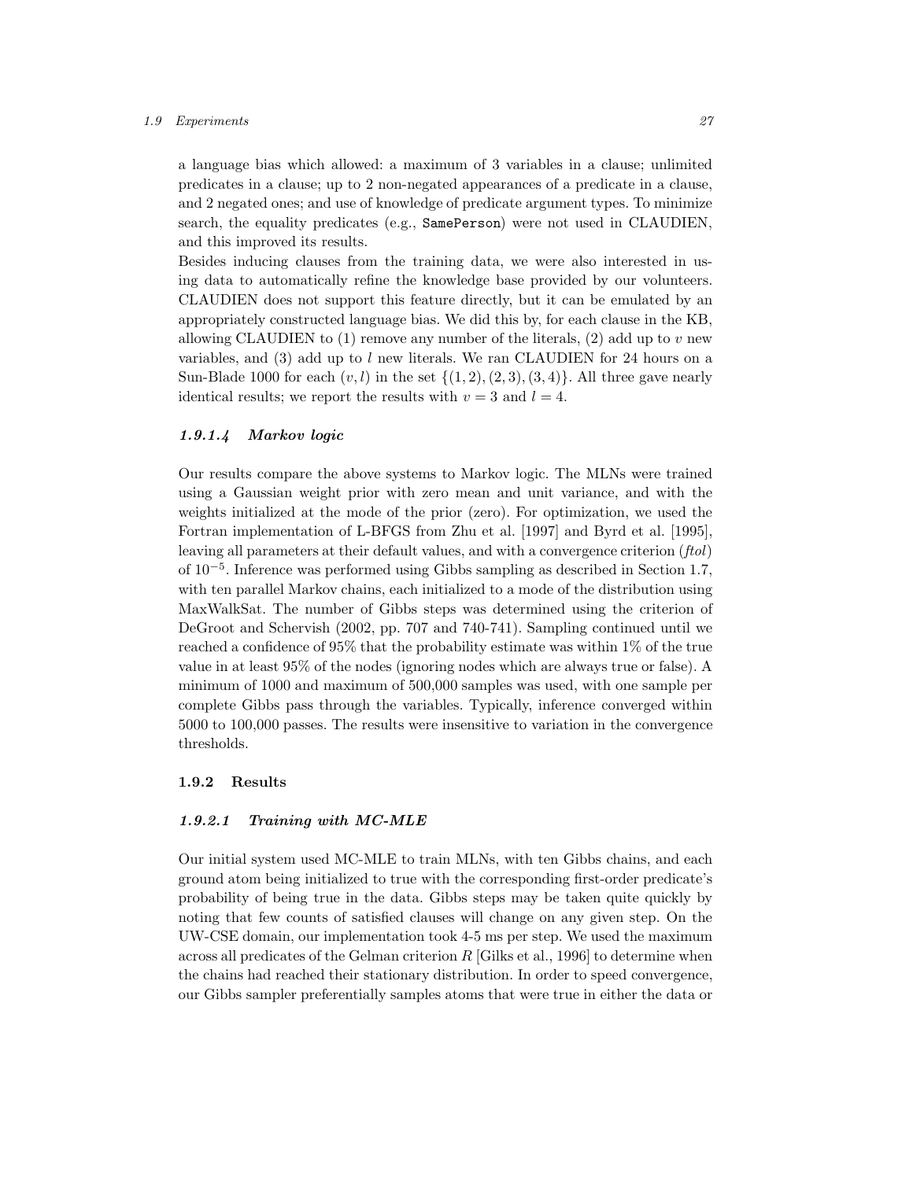a language bias which allowed: a maximum of 3 variables in a clause; unlimited predicates in a clause; up to 2 non-negated appearances of a predicate in a clause, and 2 negated ones; and use of knowledge of predicate argument types. To minimize search, the equality predicates (e.g., `SamePerson`) were not used in CLAUDIEN, and this improved its results.

Besides inducing clauses from the training data, we were also interested in using data to automatically refine the knowledge base provided by our volunteers. CLAUDIEN does not support this feature directly, but it can be emulated by an appropriately constructed language bias. We did this by, for each clause in the KB, allowing CLAUDIEN to (1) remove any number of the literals, (2) add up to $v$ new variables, and (3) add up to $l$ new literals. We ran CLAUDIEN for 24 hours on a Sun-Blade 1000 for each $(v, l)$ in the set $\{(1, 2), (2, 3), (3, 4)\}$. All three gave nearly identical results; we report the results with $v = 3$ and $l = 4$.

#### *1.9.1.4 Markov logic*

Our results compare the above systems to Markov logic. The MLNs were trained using a Gaussian weight prior with zero mean and unit variance, and with the weights initialized at the mode of the prior (zero). For optimization, we used the Fortran implementation of L-BFGS from Zhu et al. [1997] and Byrd et al. [1995], leaving all parameters at their default values, and with a convergence criterion (*ftol*) of $10^{-5}$. Inference was performed using Gibbs sampling as described in Section 1.7, with ten parallel Markov chains, each initialized to a mode of the distribution using MaxWalkSat. The number of Gibbs steps was determined using the criterion of DeGroot and Schervish (2002, pp. 707 and 740-741). Sampling continued until we reached a confidence of 95% that the probability estimate was within 1% of the true value in at least 95% of the nodes (ignoring nodes which are always true or false). A minimum of 1000 and maximum of 500,000 samples was used, with one sample per complete Gibbs pass through the variables. Typically, inference converged within 5000 to 100,000 passes. The results were insensitive to variation in the convergence thresholds.

### 1.9.2 Results

#### *1.9.2.1 Training with MC-MLE*

Our initial system used MC-MLE to train MLNs, with ten Gibbs chains, and each ground atom being initialized to true with the corresponding first-order predicate's probability of being true in the data. Gibbs steps may be taken quite quickly by noting that few counts of satisfied clauses will change on any given step. On the UW-CSE domain, our implementation took 4-5 ms per step. We used the maximum across all predicates of the Gelman criterion $R$ [Gilks et al., 1996] to determine when the chains had reached their stationary distribution. In order to speed convergence, our Gibbs sampler preferentially samples atoms that were true in either the data or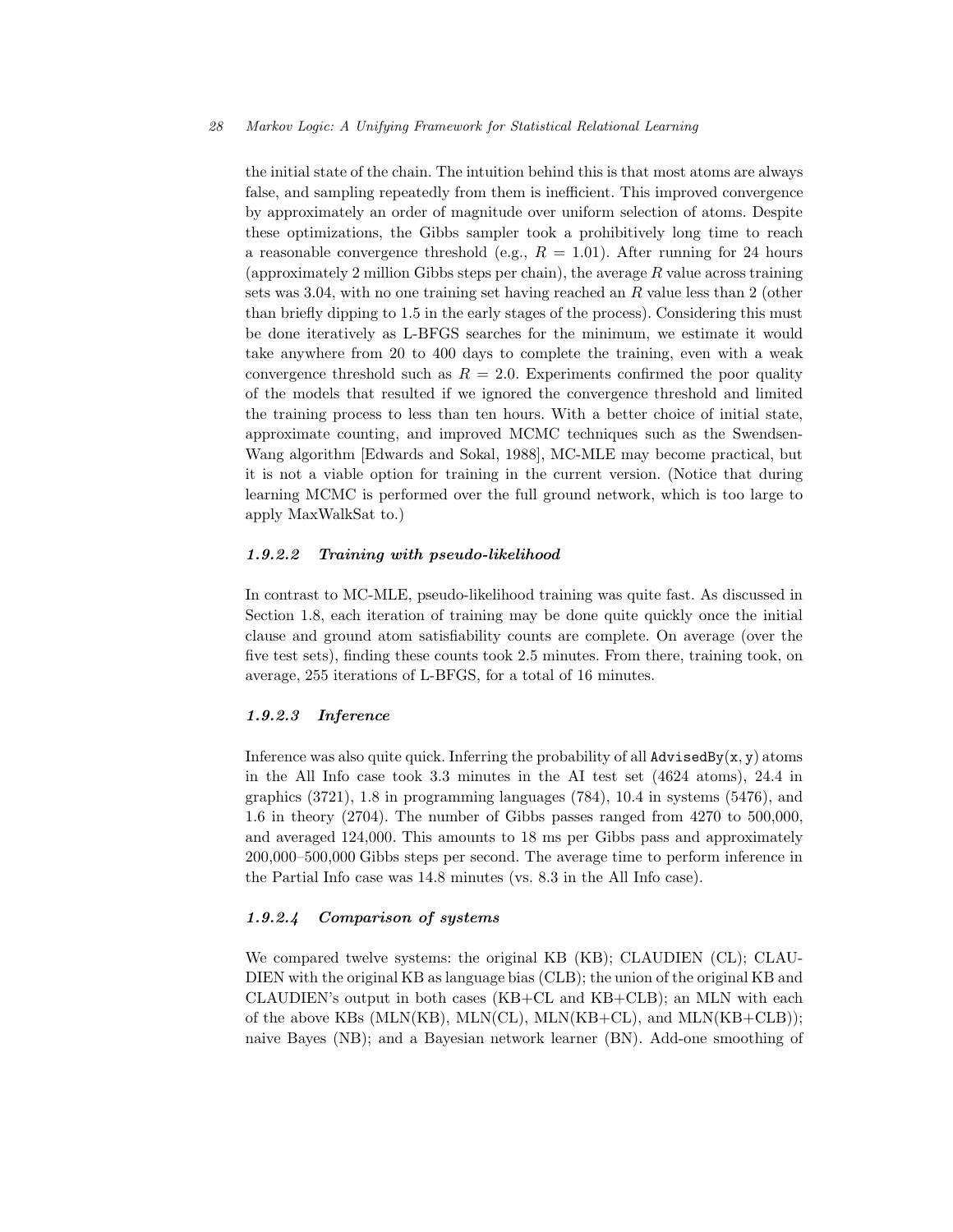the initial state of the chain. The intuition behind this is that most atoms are always false, and sampling repeatedly from them is inefficient. This improved convergence by approximately an order of magnitude over uniform selection of atoms. Despite these optimizations, the Gibbs sampler took a prohibitively long time to reach a reasonable convergence threshold (e.g., $R = 1.01$). After running for 24 hours (approximately 2 million Gibbs steps per chain), the average $R$ value across training sets was 3.04, with no one training set having reached an $R$ value less than 2 (other than briefly dipping to 1.5 in the early stages of the process). Considering this must be done iteratively as L-BFGS searches for the minimum, we estimate it would take anywhere from 20 to 400 days to complete the training, even with a weak convergence threshold such as $R = 2.0$. Experiments confirmed the poor quality of the models that resulted if we ignored the convergence threshold and limited the training process to less than ten hours. With a better choice of initial state, approximate counting, and improved MCMC techniques such as the Swendsen-Wang algorithm [Edwards and Sokal, 1988], MC-MLE may become practical, but it is not a viable option for training in the current version. (Notice that during learning MCMC is performed over the full ground network, which is too large to apply MaxWalkSat to.)

#### 1.9.2.2 Training with pseudo-likelihood

In contrast to MC-MLE, pseudo-likelihood training was quite fast. As discussed in Section 1.8, each iteration of training may be done quite quickly once the initial clause and ground atom satisfiability counts are complete. On average (over the five test sets), finding these counts took 2.5 minutes. From there, training took, on average, 255 iterations of L-BFGS, for a total of 16 minutes.

#### 1.9.2.3 Inference

Inference was also quite quick. Inferring the probability of all `AdvisedBy(x, y)` atoms in the All Info case took 3.3 minutes in the AI test set (4624 atoms), 24.4 in graphics (3721), 1.8 in programming languages (784), 10.4 in systems (5476), and 1.6 in theory (2704). The number of Gibbs passes ranged from 4270 to 500,000, and averaged 124,000. This amounts to 18 ms per Gibbs pass and approximately 200,000–500,000 Gibbs steps per second. The average time to perform inference in the Partial Info case was 14.8 minutes (vs. 8.3 in the All Info case).

#### 1.9.2.4 Comparison of systems

We compared twelve systems: the original KB (KB); CLAUDIEN (CL); CLAUDIEN with the original KB as language bias (CLB); the union of the original KB and CLAUDIEN's output in both cases (KB+CL and KB+CLB); an MLN with each of the above KBs (MLN(KB), MLN(CL), MLN(KB+CL), and MLN(KB+CLB)); naive Bayes (NB); and a Bayesian network learner (BN). Add-one smoothing of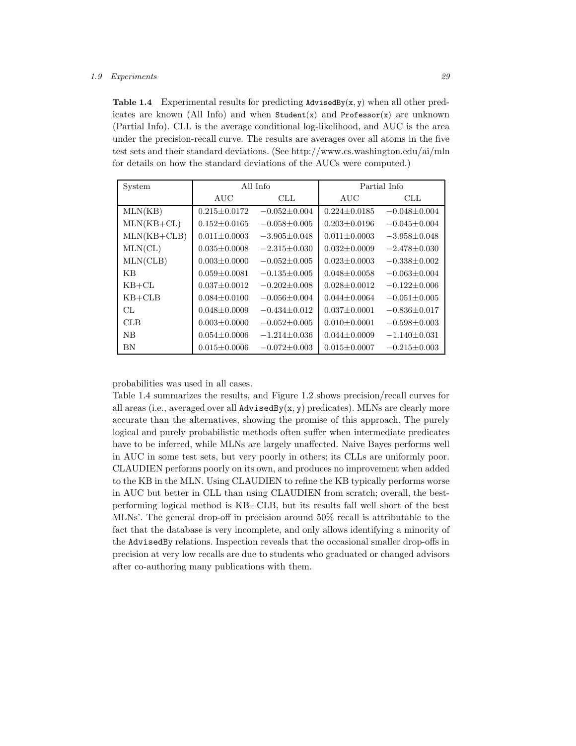**Table 1.4** Experimental results for predicting AdvisedBy(x, y) when all other predicates are known (All Info) and when Student(x) and Professor(x) are unknown (Partial Info). CLL is the average conditional log-likelihood, and AUC is the area under the precision-recall curve. The results are averages over all atoms in the five test sets and their standard deviations. (See http://www.cs.washington.edu/ai/mln for details on how the standard deviations of the AUCs were computed.)

| System | All Info | | Partial Info | |
|---|---|---|---|---|
| | AUC | CLL | AUC | CLL |
| MLN(KB) | $0.215\pm0.0172$ | $-0.052\pm0.004$ | $0.224\pm0.0185$ | $-0.048\pm0.004$ |
| MLN(KB+CL) | $0.152\pm0.0165$ | $-0.058\pm0.005$ | $0.203\pm0.0196$ | $-0.045\pm0.004$ |
| MLN(KB+CLB) | $0.011\pm0.0003$ | $-3.905\pm0.048$ | $0.011\pm0.0003$ | $-3.958\pm0.048$ |
| MLN(CL) | $0.035\pm0.0008$ | $-2.315\pm0.030$ | $0.032\pm0.0009$ | $-2.478\pm0.030$ |
| MLN(CLB) | $0.003\pm0.0000$ | $-0.052\pm0.005$ | $0.023\pm0.0003$ | $-0.338\pm0.002$ |
| KB | $0.059\pm0.0081$ | $-0.135\pm0.005$ | $0.048\pm0.0058$ | $-0.063\pm0.004$ |
| KB+CL | $0.037\pm0.0012$ | $-0.202\pm0.008$ | $0.028\pm0.0012$ | $-0.122\pm0.006$ |
| KB+CLB | $0.084\pm0.0100$ | $-0.056\pm0.004$ | $0.044\pm0.0064$ | $-0.051\pm0.005$ |
| CL | $0.048\pm0.0009$ | $-0.434\pm0.012$ | $0.037\pm0.0001$ | $-0.836\pm0.017$ |
| CLB | $0.003\pm0.0000$ | $-0.052\pm0.005$ | $0.010\pm0.0001$ | $-0.598\pm0.003$ |
| NB | $0.054\pm0.0006$ | $-1.214\pm0.036$ | $0.044\pm0.0009$ | $-1.140\pm0.031$ |
| BN | $0.015\pm0.0006$ | $-0.072\pm0.003$ | $0.015\pm0.0007$ | $-0.215\pm0.003$ |

probabilities was used in all cases.

Table 1.4 summarizes the results, and Figure 1.2 shows precision/recall curves for all areas (i.e., averaged over all AdvisedBy(x, y) predicates). MLNs are clearly more accurate than the alternatives, showing the promise of this approach. The purely logical and purely probabilistic methods often suffer when intermediate predicates have to be inferred, while MLNs are largely unaffected. Naive Bayes performs well in AUC in some test sets, but very poorly in others; its CLLs are uniformly poor. CLAUDIEN performs poorly on its own, and produces no improvement when added to the KB in the MLN. Using CLAUDIEN to refine the KB typically performs worse in AUC but better in CLL than using CLAUDIEN from scratch; overall, the best-performing logical method is KB+CLB, but its results fall well short of the best MLNs'. The general drop-off in precision around 50% recall is attributable to the fact that the database is very incomplete, and only allows identifying a minority of the AdvisedBy relations. Inspection reveals that the occasional smaller drop-offs in precision at very low recalls are due to students who graduated or changed advisors after co-authoring many publications with them.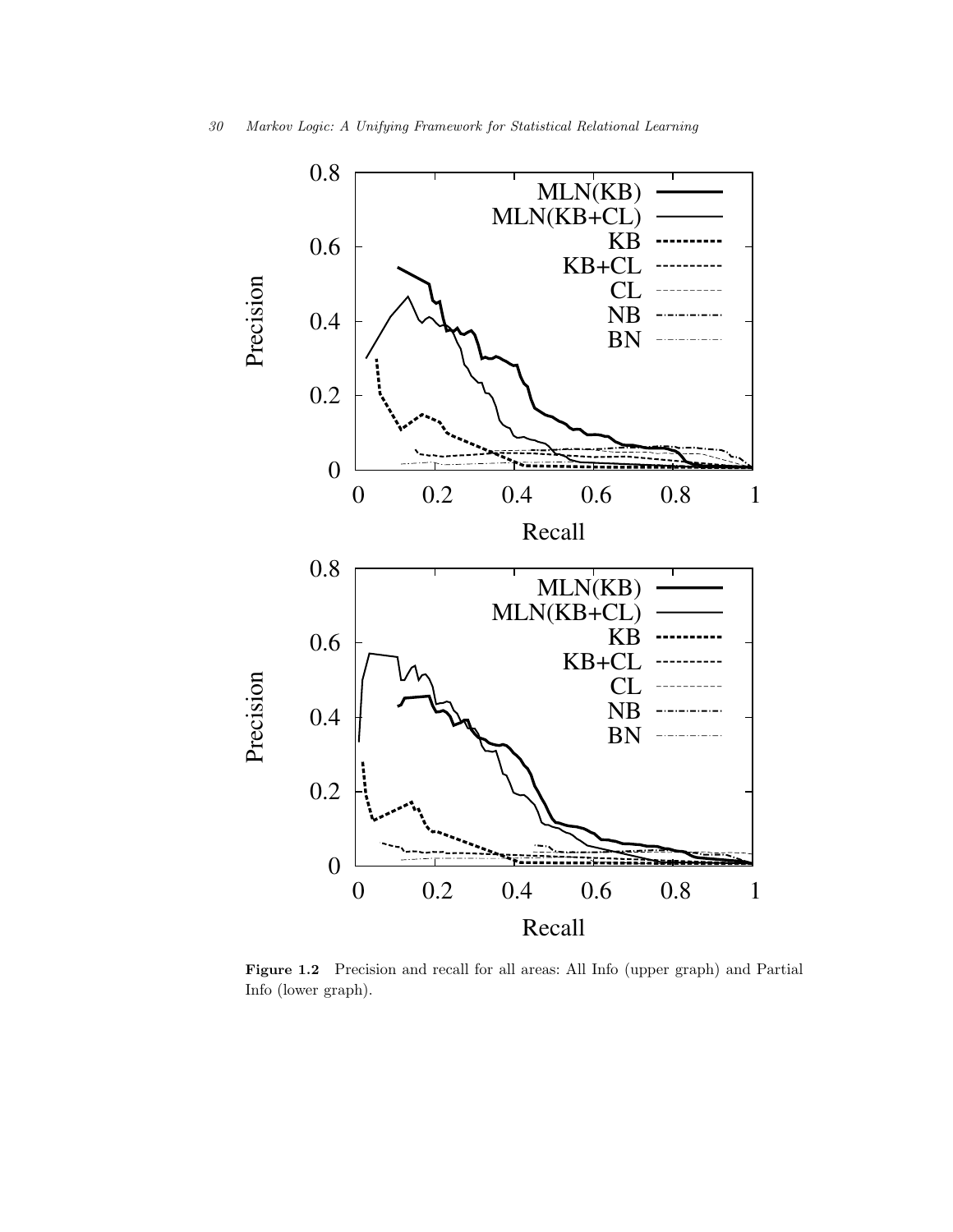**Figure 1.2** Precision and recall for all areas: All Info (upper graph) and Partial Info (lower graph).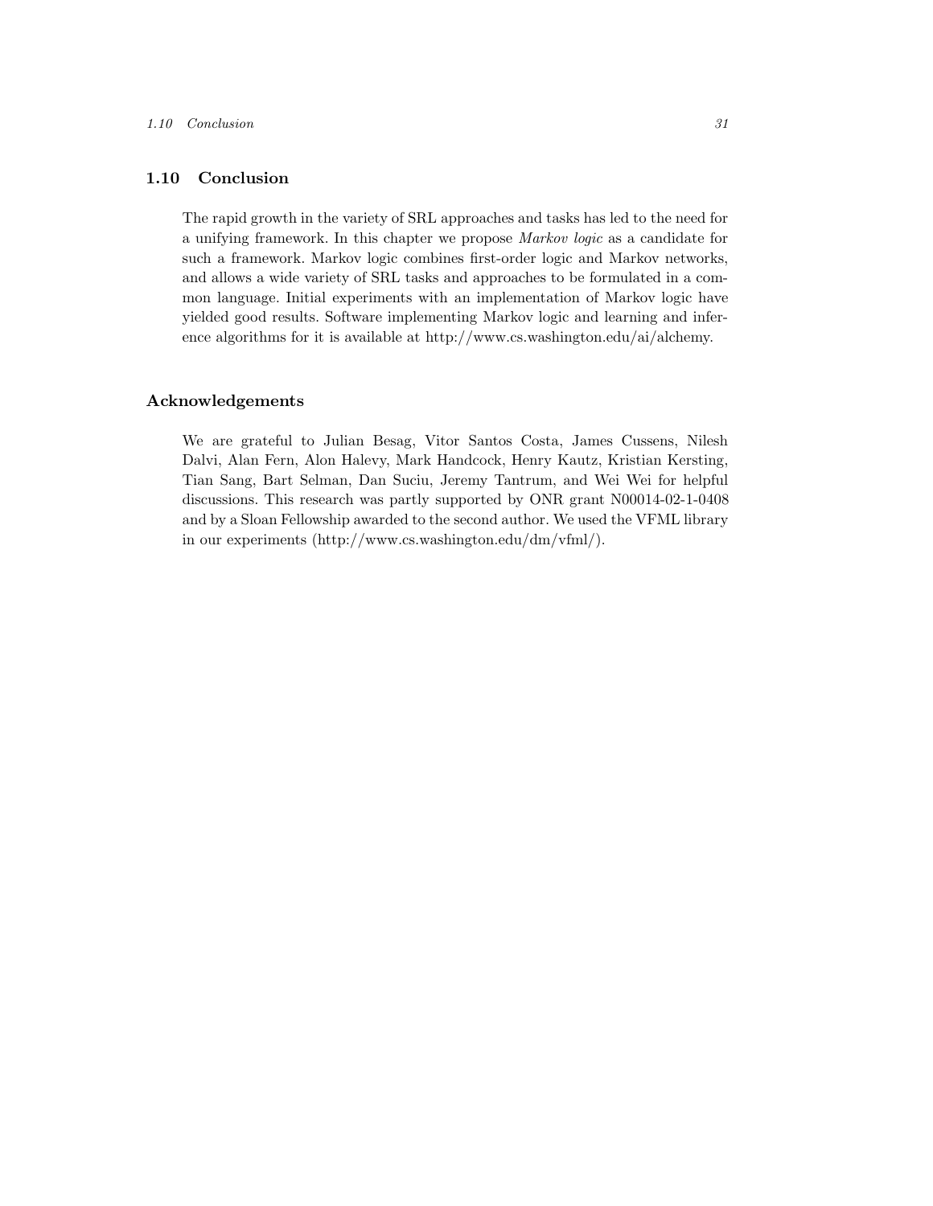## 1.10 Conclusion

The rapid growth in the variety of SRL approaches and tasks has led to the need for a unifying framework. In this chapter we propose *Markov logic* as a candidate for such a framework. Markov logic combines first-order logic and Markov networks, and allows a wide variety of SRL tasks and approaches to be formulated in a common language. Initial experiments with an implementation of Markov logic have yielded good results. Software implementing Markov logic and learning and inference algorithms for it is available at http://www.cs.washington.edu/ai/alchemy.

## Acknowledgements

We are grateful to Julian Besag, Vitor Santos Costa, James Cussens, Nilesh Dalvi, Alan Fern, Alon Halevy, Mark Handcock, Henry Kautz, Kristian Kersting, Tian Sang, Bart Selman, Dan Suciu, Jeremy Tantrum, and Wei Wei for helpful discussions. This research was partly supported by ONR grant N00014-02-1-0408 and by a Sloan Fellowship awarded to the second author. We used the VFML library in our experiments (http://www.cs.washington.edu/dm/vfml/).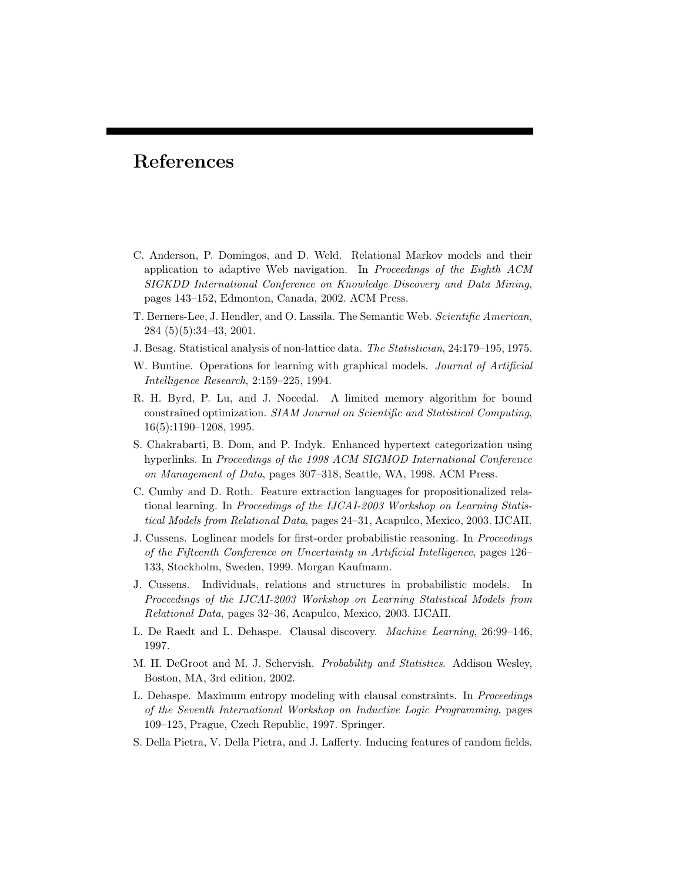# References

C. Anderson, P. Domingos, and D. Weld. Relational Markov models and their application to adaptive Web navigation. In *Proceedings of the Eighth ACM SIGKDD International Conference on Knowledge Discovery and Data Mining*, pages 143–152, Edmonton, Canada, 2002. ACM Press.

T. Berners-Lee, J. Hendler, and O. Lassila. The Semantic Web. *Scientific American*, 284 (5)(5):34–43, 2001.

J. Besag. Statistical analysis of non-lattice data. *The Statistician*, 24:179–195, 1975.

W. Buntine. Operations for learning with graphical models. *Journal of Artificial Intelligence Research*, 2:159–225, 1994.

R. H. Byrd, P. Lu, and J. Nocedal. A limited memory algorithm for bound constrained optimization. *SIAM Journal on Scientific and Statistical Computing*, 16(5):1190–1208, 1995.

S. Chakrabarti, B. Dom, and P. Indyk. Enhanced hypertext categorization using hyperlinks. In *Proceedings of the 1998 ACM SIGMOD International Conference on Management of Data*, pages 307–318, Seattle, WA, 1998. ACM Press.

C. Cumby and D. Roth. Feature extraction languages for propositionalized relational learning. In *Proceedings of the IJCAI-2003 Workshop on Learning Statistical Models from Relational Data*, pages 24–31, Acapulco, Mexico, 2003. IJCAII.

J. Cussens. Loglinear models for first-order probabilistic reasoning. In *Proceedings of the Fifteenth Conference on Uncertainty in Artificial Intelligence*, pages 126–133, Stockholm, Sweden, 1999. Morgan Kaufmann.

J. Cussens. Individuals, relations and structures in probabilistic models. In *Proceedings of the IJCAI-2003 Workshop on Learning Statistical Models from Relational Data*, pages 32–36, Acapulco, Mexico, 2003. IJCAII.

L. De Raedt and L. Dehaspe. Clausal discovery. *Machine Learning*, 26:99–146, 1997.

M. H. DeGroot and M. J. Schervish. *Probability and Statistics*. Addison Wesley, Boston, MA, 3rd edition, 2002.

L. Dehaspe. Maximum entropy modeling with clausal constraints. In *Proceedings of the Seventh International Workshop on Inductive Logic Programming*, pages 109–125, Prague, Czech Republic, 1997. Springer.

S. Della Pietra, V. Della Pietra, and J. Lafferty. Inducing features of random fields.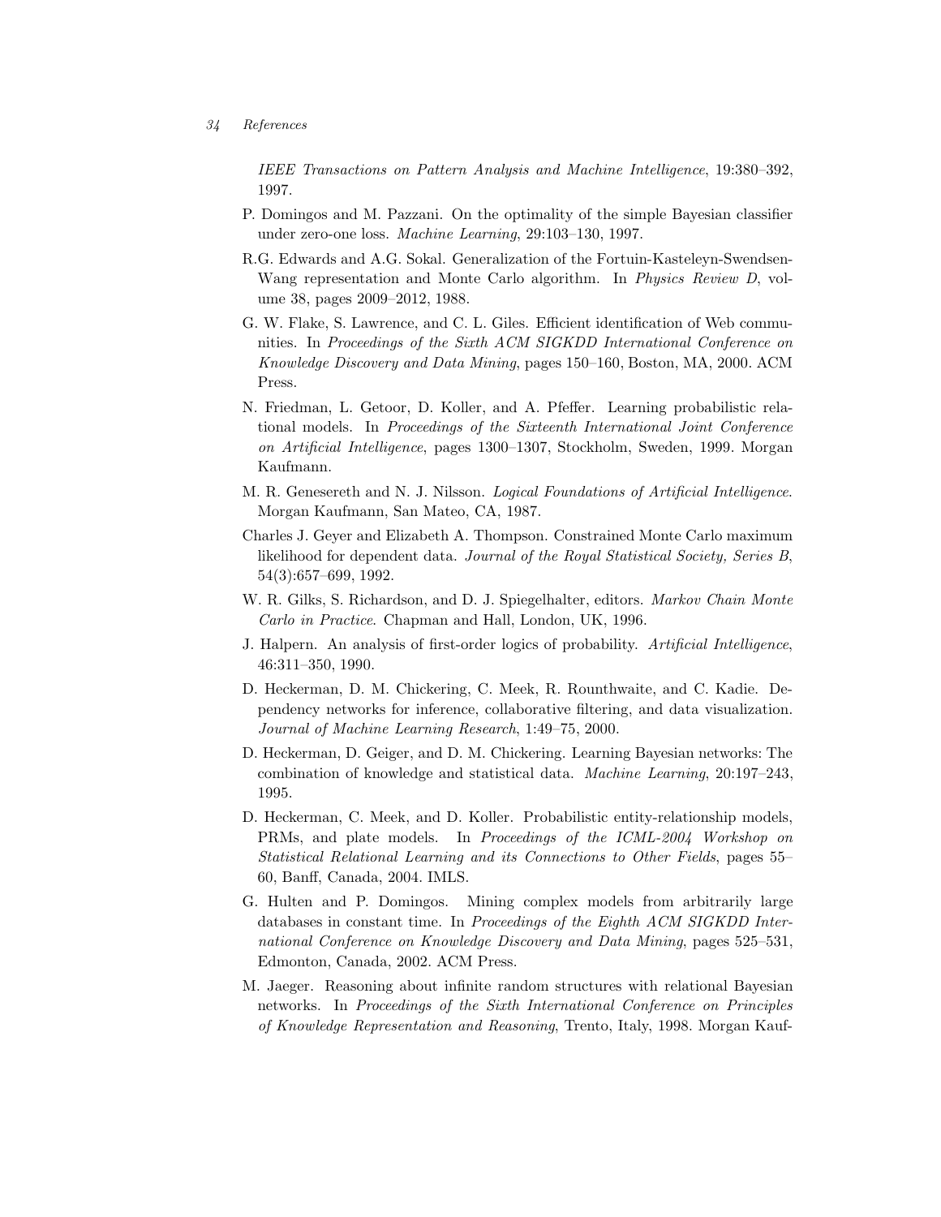*IEEE Transactions on Pattern Analysis and Machine Intelligence*, 19:380–392, 1997.

P. Domingos and M. Pazzani. On the optimality of the simple Bayesian classifier under zero-one loss. *Machine Learning*, 29:103–130, 1997.

R.G. Edwards and A.G. Sokal. Generalization of the Fortuin-Kasteleyn-Swendsen-Wang representation and Monte Carlo algorithm. In *Physics Review D*, volume 38, pages 2009–2012, 1988.

G. W. Flake, S. Lawrence, and C. L. Giles. Efficient identification of Web communities. In *Proceedings of the Sixth ACM SIGKDD International Conference on Knowledge Discovery and Data Mining*, pages 150–160, Boston, MA, 2000. ACM Press.

N. Friedman, L. Getoor, D. Koller, and A. Pfeffer. Learning probabilistic relational models. In *Proceedings of the Sixteenth International Joint Conference on Artificial Intelligence*, pages 1300–1307, Stockholm, Sweden, 1999. Morgan Kaufmann.

M. R. Genesereth and N. J. Nilsson. *Logical Foundations of Artificial Intelligence*. Morgan Kaufmann, San Mateo, CA, 1987.

Charles J. Geyer and Elizabeth A. Thompson. Constrained Monte Carlo maximum likelihood for dependent data. *Journal of the Royal Statistical Society, Series B*, 54(3):657–699, 1992.

W. R. Gilks, S. Richardson, and D. J. Spiegelhalter, editors. *Markov Chain Monte Carlo in Practice*. Chapman and Hall, London, UK, 1996.

J. Halpern. An analysis of first-order logics of probability. *Artificial Intelligence*, 46:311–350, 1990.

D. Heckerman, D. M. Chickering, C. Meek, R. Rounthwaite, and C. Kadie. Dependency networks for inference, collaborative filtering, and data visualization. *Journal of Machine Learning Research*, 1:49–75, 2000.

D. Heckerman, D. Geiger, and D. M. Chickering. Learning Bayesian networks: The combination of knowledge and statistical data. *Machine Learning*, 20:197–243, 1995.

D. Heckerman, C. Meek, and D. Koller. Probabilistic entity-relationship models, PRMs, and plate models. In *Proceedings of the ICML-2004 Workshop on Statistical Relational Learning and its Connections to Other Fields*, pages 55–60, Banff, Canada, 2004. IMLS.

G. Hulten and P. Domingos. Mining complex models from arbitrarily large databases in constant time. In *Proceedings of the Eighth ACM SIGKDD International Conference on Knowledge Discovery and Data Mining*, pages 525–531, Edmonton, Canada, 2002. ACM Press.

M. Jaeger. Reasoning about infinite random structures with relational Bayesian networks. In *Proceedings of the Sixth International Conference on Principles of Knowledge Representation and Reasoning*, Trento, Italy, 1998. Morgan Kauf-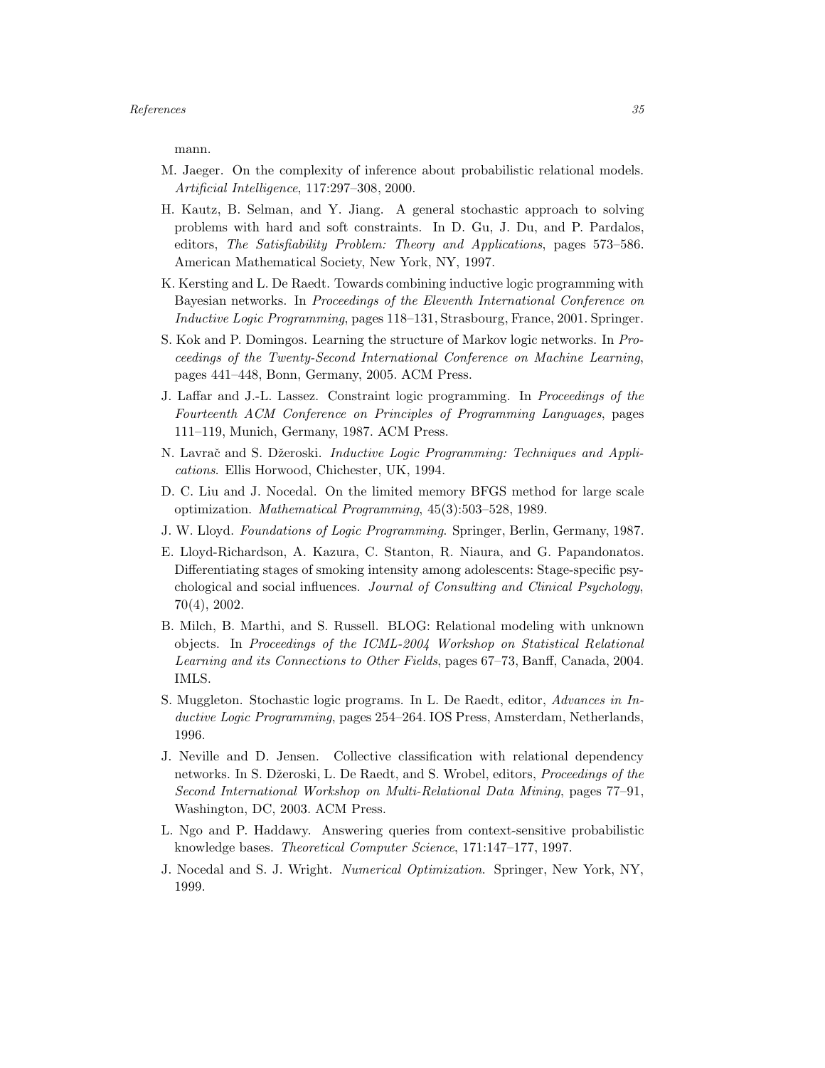mann.

M. Jaeger. On the complexity of inference about probabilistic relational models. *Artificial Intelligence*, 117:297–308, 2000.

H. Kautz, B. Selman, and Y. Jiang. A general stochastic approach to solving problems with hard and soft constraints. In D. Gu, J. Du, and P. Pardalos, editors, *The Satisfiability Problem: Theory and Applications*, pages 573–586. American Mathematical Society, New York, NY, 1997.

K. Kersting and L. De Raedt. Towards combining inductive logic programming with Bayesian networks. In *Proceedings of the Eleventh International Conference on Inductive Logic Programming*, pages 118–131, Strasbourg, France, 2001. Springer.

S. Kok and P. Domingos. Learning the structure of Markov logic networks. In *Proceedings of the Twenty-Second International Conference on Machine Learning*, pages 441–448, Bonn, Germany, 2005. ACM Press.

J. Laffar and J.-L. Lassez. Constraint logic programming. In *Proceedings of the Fourteenth ACM Conference on Principles of Programming Languages*, pages 111–119, Munich, Germany, 1987. ACM Press.

N. Lavrač and S. Džeroski. *Inductive Logic Programming: Techniques and Applications*. Ellis Horwood, Chichester, UK, 1994.

D. C. Liu and J. Nocedal. On the limited memory BFGS method for large scale optimization. *Mathematical Programming*, 45(3):503–528, 1989.

J. W. Lloyd. *Foundations of Logic Programming*. Springer, Berlin, Germany, 1987.

E. Lloyd-Richardson, A. Kazura, C. Stanton, R. Niaura, and G. Papandonatos. Differentiating stages of smoking intensity among adolescents: Stage-specific psychological and social influences. *Journal of Consulting and Clinical Psychology*, 70(4), 2002.

B. Milch, B. Marthi, and S. Russell. BLOG: Relational modeling with unknown objects. In *Proceedings of the ICML-2004 Workshop on Statistical Relational Learning and its Connections to Other Fields*, pages 67–73, Banff, Canada, 2004. IMLS.

S. Muggleton. Stochastic logic programs. In L. De Raedt, editor, *Advances in Inductive Logic Programming*, pages 254–264. IOS Press, Amsterdam, Netherlands, 1996.

J. Neville and D. Jensen. Collective classification with relational dependency networks. In S. Džeroski, L. De Raedt, and S. Wrobel, editors, *Proceedings of the Second International Workshop on Multi-Relational Data Mining*, pages 77–91, Washington, DC, 2003. ACM Press.

L. Ngo and P. Haddawy. Answering queries from context-sensitive probabilistic knowledge bases. *Theoretical Computer Science*, 171:147–177, 1997.

J. Nocedal and S. J. Wright. *Numerical Optimization*. Springer, New York, NY, 1999.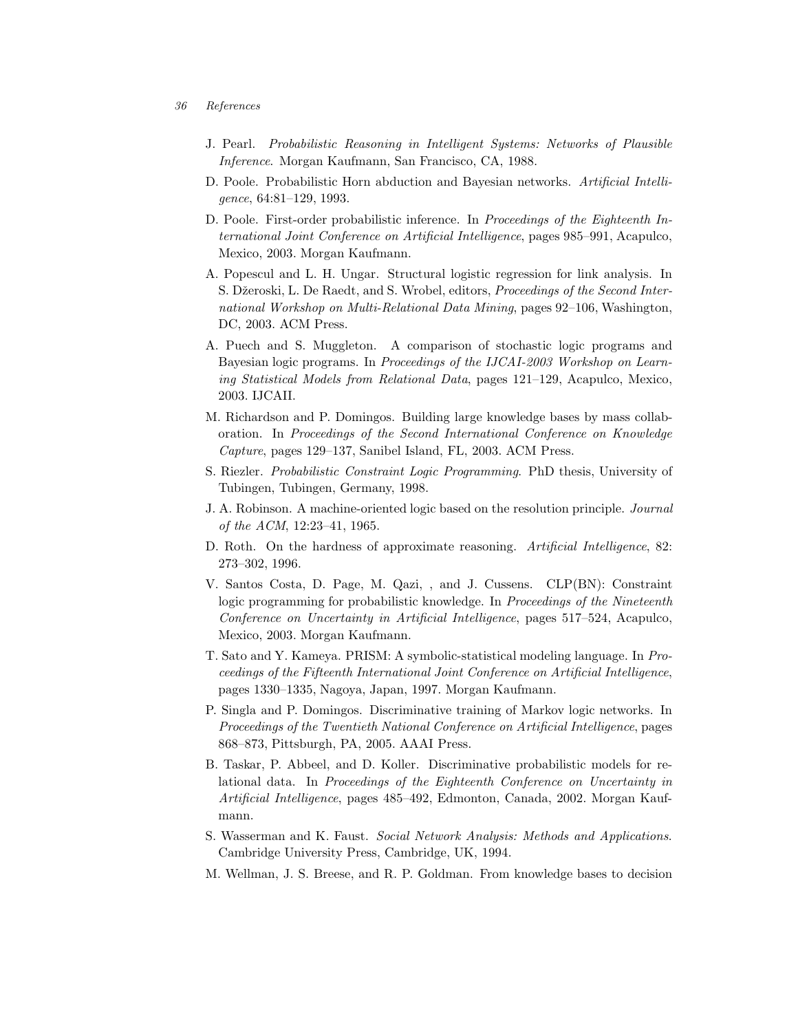J. Pearl. *Probabilistic Reasoning in Intelligent Systems: Networks of Plausible Inference*. Morgan Kaufmann, San Francisco, CA, 1988.

D. Poole. Probabilistic Horn abduction and Bayesian networks. *Artificial Intelligence*, 64:81–129, 1993.

D. Poole. First-order probabilistic inference. In *Proceedings of the Eighteenth International Joint Conference on Artificial Intelligence*, pages 985–991, Acapulco, Mexico, 2003. Morgan Kaufmann.

A. Popescul and L. H. Ungar. Structural logistic regression for link analysis. In S. Džeroski, L. De Raedt, and S. Wrobel, editors, *Proceedings of the Second International Workshop on Multi-Relational Data Mining*, pages 92–106, Washington, DC, 2003. ACM Press.

A. Puech and S. Muggleton. A comparison of stochastic logic programs and Bayesian logic programs. In *Proceedings of the IJCAI-2003 Workshop on Learning Statistical Models from Relational Data*, pages 121–129, Acapulco, Mexico, 2003. IJCAII.

M. Richardson and P. Domingos. Building large knowledge bases by mass collaboration. In *Proceedings of the Second International Conference on Knowledge Capture*, pages 129–137, Sanibel Island, FL, 2003. ACM Press.

S. Riezler. *Probabilistic Constraint Logic Programming*. PhD thesis, University of Tubingen, Tubingen, Germany, 1998.

J. A. Robinson. A machine-oriented logic based on the resolution principle. *Journal of the ACM*, 12:23–41, 1965.

D. Roth. On the hardness of approximate reasoning. *Artificial Intelligence*, 82: 273–302, 1996.

V. Santos Costa, D. Page, M. Qazi, , and J. Cussens. CLP(BN): Constraint logic programming for probabilistic knowledge. In *Proceedings of the Nineteenth Conference on Uncertainty in Artificial Intelligence*, pages 517–524, Acapulco, Mexico, 2003. Morgan Kaufmann.

T. Sato and Y. Kameya. PRISM: A symbolic-statistical modeling language. In *Proceedings of the Fifteenth International Joint Conference on Artificial Intelligence*, pages 1330–1335, Nagoya, Japan, 1997. Morgan Kaufmann.

P. Singla and P. Domingos. Discriminative training of Markov logic networks. In *Proceedings of the Twentieth National Conference on Artificial Intelligence*, pages 868–873, Pittsburgh, PA, 2005. AAAI Press.

B. Taskar, P. Abbeel, and D. Koller. Discriminative probabilistic models for relational data. In *Proceedings of the Eighteenth Conference on Uncertainty in Artificial Intelligence*, pages 485–492, Edmonton, Canada, 2002. Morgan Kaufmann.

S. Wasserman and K. Faust. *Social Network Analysis: Methods and Applications*. Cambridge University Press, Cambridge, UK, 1994.

M. Wellman, J. S. Breese, and R. P. Goldman. From knowledge bases to decision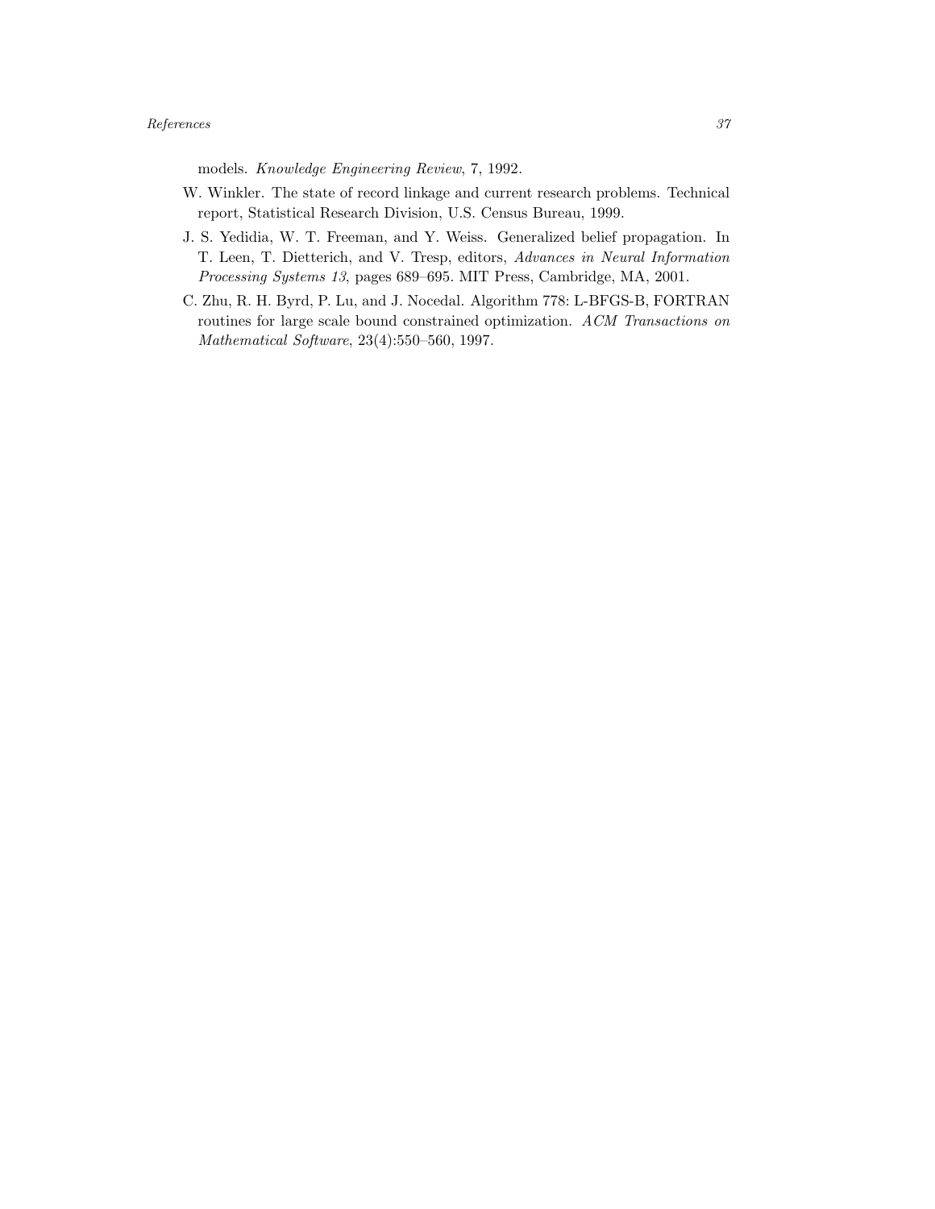models. *Knowledge Engineering Review*, 7, 1992.

W. Winkler. The state of record linkage and current research problems. Technical report, Statistical Research Division, U.S. Census Bureau, 1999.

J. S. Yedidia, W. T. Freeman, and Y. Weiss. Generalized belief propagation. In T. Leen, T. Dietterich, and V. Tresp, editors, *Advances in Neural Information Processing Systems 13*, pages 689–695. MIT Press, Cambridge, MA, 2001.

C. Zhu, R. H. Byrd, P. Lu, and J. Nocedal. Algorithm 778: L-BFGS-B, FORTRAN routines for large scale bound constrained optimization. *ACM Transactions on Mathematical Software*, 23(4):550–560, 1997.